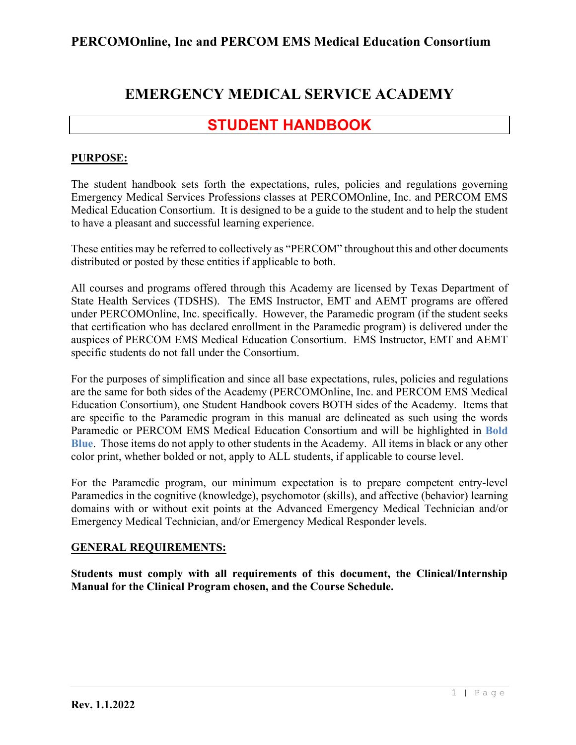# PERCOMOnline, Inc and PERCOM EMS Medical Education Consortium

## EMERGENCY MEDICAL SERVICE ACADEMY

## STUDENT HANDBOOK

**PURPOSE:**

The student handbook sets forth the expectations, rules, policies and regulations governing Emergency Medical Services Professions classes at PERCOMOnline, Inc. and PERCOM EMS Medical Education Consortium. It is designed to be a guide to the student and to help the student to have a pleasant and successful learning experience.

These entities may be referred to collectively as "PERCOM" throughout this and other documents distributed or posted by these entities if applicable to both.

All courses and programs offered through this Academy are licensed by Texas Department of State Health Services (TDSHS). The EMS Instructor, EMT and AEMT programs are offered under PERCOMOnline, Inc. specifically. However, the Paramedic program (if the student seeks that certification who has declared enrollment in the Paramedic program) is delivered under the auspices of PERCOM EMS Medical Education Consortium. EMS Instructor, EMT and AEMT specific students do not fall under the Consortium.

For the purposes of simplification and since all base expectations, rules, policies and regulations are the same for both sides of the Academy (PERCOMOnline, Inc. and PERCOM EMS Medical Education Consortium), one Student Handbook covers BOTH sides of the Academy. Items that are specific to the Paramedic program in this manual are delineated as such using the words Paramedic or PERCOM EMS Medical Education Consortium and will be highlighted in **Bold Blue**. Those items do not apply to other students in the Academy. All items in black or any other color print, whether bolded or not, apply to ALL students, if applicable to course level.

For the Paramedic program, our minimum expectation is to prepare competent entry-level Paramedics in the cognitive (knowledge), psychomotor (skills), and affective (behavior) learning domains with or without exit points at the Advanced Emergency Medical Technician and/or Emergency Medical Technician, and/or Emergency Medical Responder levels.

**GENERAL REQUIREMENTS:**

**Students must comply with all requirements of this document, the Clinical/Internship Manual for the Clinical Program chosen, and the Course Schedule.**

**Rev. 1.1.2022**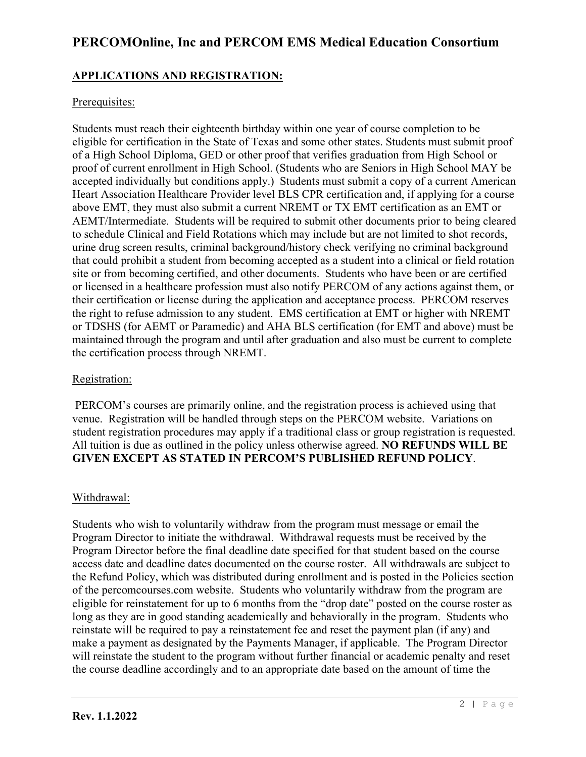## APPLICATIONS AND REGISTRATION:

### Prerequisites:

Students must reach their eighteenth birthday within one year of course completion to be eligible for certification in the State of Texas and some other states. Students must submit proof of a High School Diploma, GED or other proof that verifies graduation from High School or proof of current enrollment in High School. (Students who are Seniors in High School MAY be accepted individually but conditions apply.) Students must submit a copy of a current American Heart Association Healthcare Provider level BLS CPR certification and, if applying for a course above EMT, they must also submit a current NREMT or TX EMT certification as an EMT or AEMT/Intermediate. Students will be required to submit other documents prior to being cleared to schedule Clinical and Field Rotations which may include but are not limited to shot records, urine drug screen results, criminal background/history check verifying no criminal background that could prohibit a student from becoming accepted as a student into a clinical or field rotation site or from becoming certified, and other documents. Students who have been or are certified or licensed in a healthcare profession must also notify PERCOM of any actions against them, or their certification or license during the application and acceptance process. PERCOM reserves the right to refuse admission to any student. EMS certification at EMT or higher with NREMT or TDSHS (for AEMT or Paramedic) and AHA BLS certification (for EMT and above) must be maintained through the program and until after graduation and also must be current to complete the certification process through NREMT.

### Registration:

PERCOM's courses are primarily online, and the registration process is achieved using that venue. Registration will be handled through steps on the PERCOM website. Variations on student registration procedures may apply if a traditional class or group registration is requested. All tuition is due as outlined in the policy unless otherwise agreed. **NO REFUNDS WILL BE GIVEN EXCEPT AS STATED IN PERCOM'S PUBLISHED REFUND POLICY**.

### Withdrawal:

Students who wish to voluntarily withdraw from the program must message or email the Program Director to initiate the withdrawal. Withdrawal requests must be received by the Program Director before the final deadline date specified for that student based on the course access date and deadline dates documented on the course roster. All withdrawals are subject to the Refund Policy, which was distributed during enrollment and is posted in the Policies section of the percomcourses.com website. Students who voluntarily withdraw from the program are eligible for reinstatement for up to 6 months from the "drop date" posted on the course roster as long as they are in good standing academically and behaviorally in the program. Students who reinstate will be required to pay a reinstatement fee and reset the payment plan (if any) and make a payment as designated by the Payments Manager, if applicable. The Program Director will reinstate the student to the program without further financial or academic penalty and reset the course deadline accordingly and to an appropriate date based on the amount of time the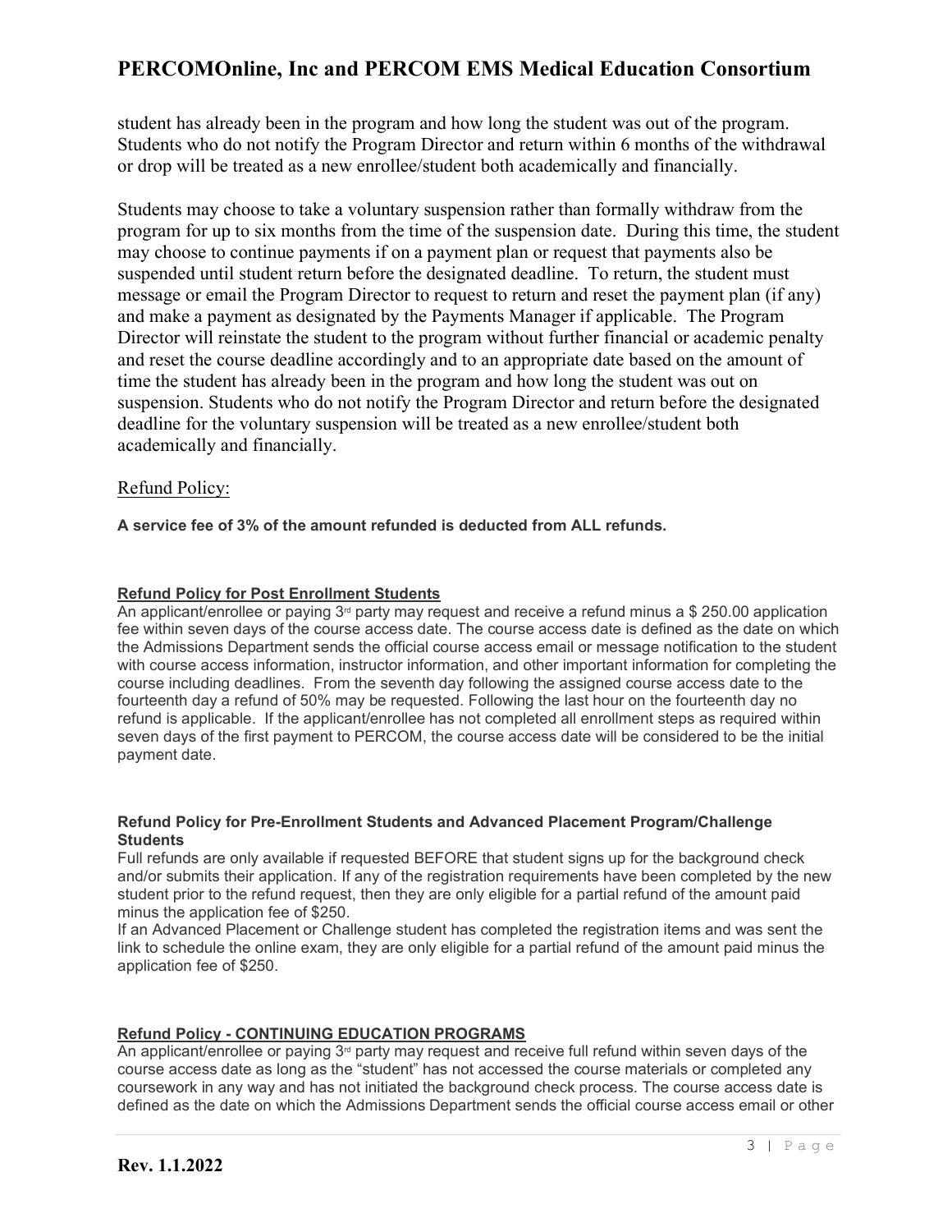student has already been in the program and how long the student was out of the program. Students who do not notify the Program Director and return within 6 months of the withdrawal or drop will be treated as a new enrollee/student both academically and financially.

Students may choose to take a voluntary suspension rather than formally withdraw from the program for up to six months from the time of the suspension date. During this time, the student may choose to continue payments if on a payment plan or request that payments also be suspended until student return before the designated deadline. To return, the student must message or email the Program Director to request to return and reset the payment plan (if any) and make a payment as designated by the Payments Manager if applicable. The Program Director will reinstate the student to the program without further financial or academic penalty and reset the course deadline accordingly and to an appropriate date based on the amount of time the student has already been in the program and how long the student was out on suspension. Students who do not notify the Program Director and return before the designated deadline for the voluntary suspension will be treated as a new enrollee/student both academically and financially.

## Refund Policy:

**A service fee of 3% of the amount refunded is deducted from ALL refunds.**

### Refund Policy for Post Enrollment Students

An applicant/enrollee or paying 3rd party may request and receive a refund minus a $ 250.00 application fee within seven days of the course access date. The course access date is defined as the date on which the Admissions Department sends the official course access email or message notification to the student with course access information, instructor information, and other important information for completing the course including deadlines. From the seventh day following the assigned course access date to the fourteenth day a refund of 50% may be requested. Following the last hour on the fourteenth day no refund is applicable. If the applicant/enrollee has not completed all enrollment steps as required within seven days of the first payment to PERCOM, the course access date will be considered to be the initial payment date.

### Refund Policy for Pre-Enrollment Students and Advanced Placement Program/Challenge Students

Full refunds are only available if requested BEFORE that student signs up for the background check and/or submits their application. If any of the registration requirements have been completed by the new student prior to the refund request, then they are only eligible for a partial refund of the amount paid minus the application fee of $250.

If an Advanced Placement or Challenge student has completed the registration items and was sent the link to schedule the online exam, they are only eligible for a partial refund of the amount paid minus the application fee of $250.

### Refund Policy - CONTINUING EDUCATION PROGRAMS

An applicant/enrollee or paying 3rd party may request and receive full refund within seven days of the course access date as long as the “student” has not accessed the course materials or completed any coursework in any way and has not initiated the background check process. The course access date is defined as the date on which the Admissions Department sends the official course access email or other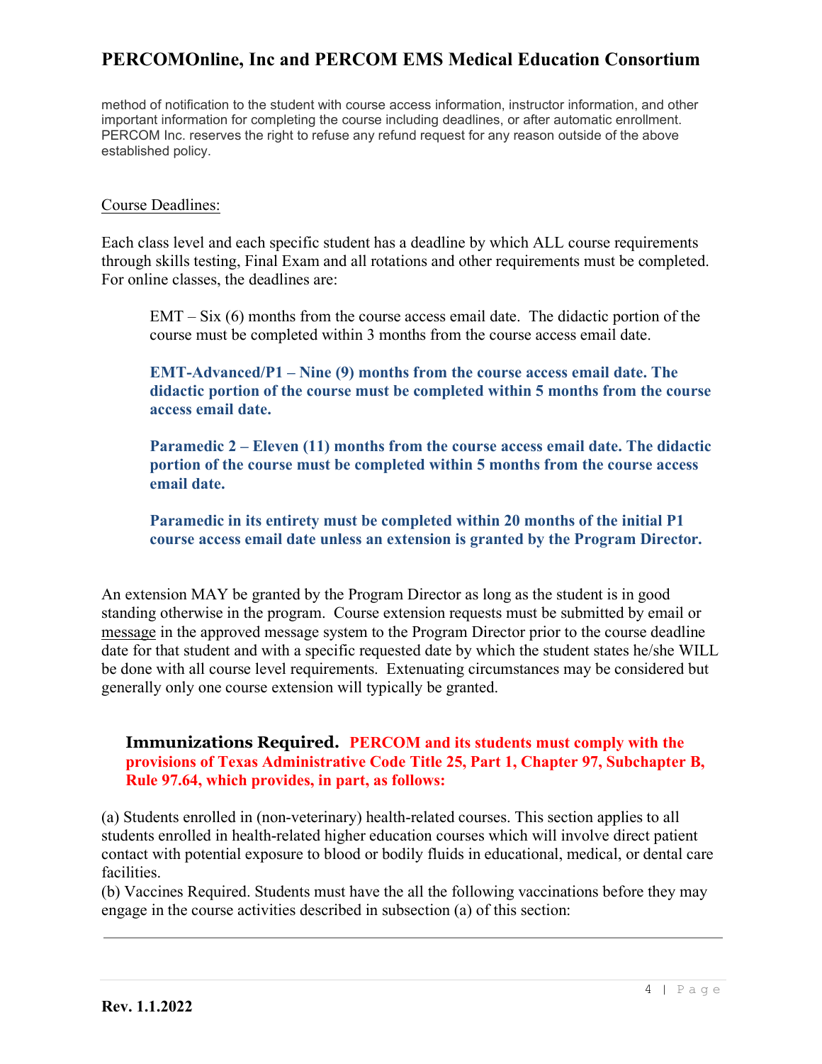method of notification to the student with course access information, instructor information, and other important information for completing the course including deadlines, or after automatic enrollment. PERCOM Inc. reserves the right to refuse any refund request for any reason outside of the above established policy.

Course Deadlines:

Each class level and each specific student has a deadline by which ALL course requirements through skills testing, Final Exam and all rotations and other requirements must be completed. For online classes, the deadlines are:

EMT – Six (6) months from the course access email date. The didactic portion of the course must be completed within 3 months from the course access email date.

**EMT-Advanced/P1 – Nine (9) months from the course access email date. The didactic portion of the course must be completed within 5 months from the course access email date.**

**Paramedic 2 – Eleven (11) months from the course access email date. The didactic portion of the course must be completed within 5 months from the course access email date.**

**Paramedic in its entirety must be completed within 20 months of the initial P1 course access email date unless an extension is granted by the Program Director.**

An extension MAY be granted by the Program Director as long as the student is in good standing otherwise in the program. Course extension requests must be submitted by email or message in the approved message system to the Program Director prior to the course deadline date for that student and with a specific requested date by which the student states he/she WILL be done with all course level requirements. Extenuating circumstances may be considered but generally only one course extension will typically be granted.

**Immunizations Required.** **PERCOM and its students must comply with the provisions of Texas Administrative Code Title 25, Part 1, Chapter 97, Subchapter B, Rule 97.64, which provides, in part, as follows:**

(a) Students enrolled in (non-veterinary) health-related courses. This section applies to all students enrolled in health-related higher education courses which will involve direct patient contact with potential exposure to blood or bodily fluids in educational, medical, or dental care facilities.
(b) Vaccines Required. Students must have the all the following vaccinations before they may engage in the course activities described in subsection (a) of this section: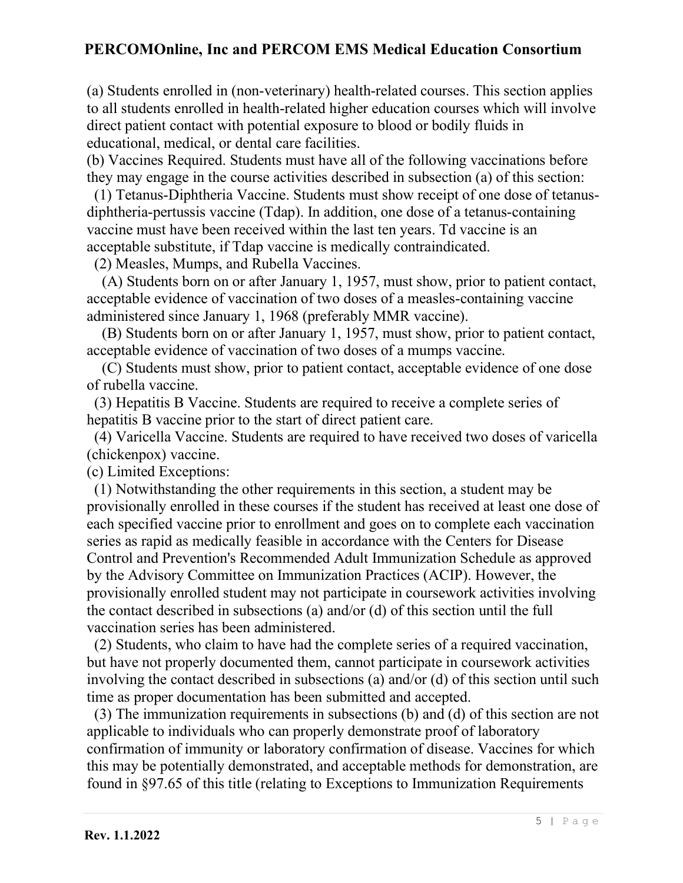(a) Students enrolled in (non-veterinary) health-related courses. This section applies to all students enrolled in health-related higher education courses which will involve direct patient contact with potential exposure to blood or bodily fluids in educational, medical, or dental care facilities.

(b) Vaccines Required. Students must have all of the following vaccinations before they may engage in the course activities described in subsection (a) of this section:

(1) Tetanus-Diphtheria Vaccine. Students must show receipt of one dose of tetanus-diphtheria-pertussis vaccine (Tdap). In addition, one dose of a tetanus-containing vaccine must have been received within the last ten years. Td vaccine is an acceptable substitute, if Tdap vaccine is medically contraindicated.

(2) Measles, Mumps, and Rubella Vaccines.

(A) Students born on or after January 1, 1957, must show, prior to patient contact, acceptable evidence of vaccination of two doses of a measles-containing vaccine administered since January 1, 1968 (preferably MMR vaccine).

(B) Students born on or after January 1, 1957, must show, prior to patient contact, acceptable evidence of vaccination of two doses of a mumps vaccine.

(C) Students must show, prior to patient contact, acceptable evidence of one dose of rubella vaccine.

(3) Hepatitis B Vaccine. Students are required to receive a complete series of hepatitis B vaccine prior to the start of direct patient care.

(4) Varicella Vaccine. Students are required to have received two doses of varicella (chickenpox) vaccine.

(c) Limited Exceptions:

(1) Notwithstanding the other requirements in this section, a student may be provisionally enrolled in these courses if the student has received at least one dose of each specified vaccine prior to enrollment and goes on to complete each vaccination series as rapid as medically feasible in accordance with the Centers for Disease Control and Prevention's Recommended Adult Immunization Schedule as approved by the Advisory Committee on Immunization Practices (ACIP). However, the provisionally enrolled student may not participate in coursework activities involving the contact described in subsections (a) and/or (d) of this section until the full vaccination series has been administered.

(2) Students, who claim to have had the complete series of a required vaccination, but have not properly documented them, cannot participate in coursework activities involving the contact described in subsections (a) and/or (d) of this section until such time as proper documentation has been submitted and accepted.

(3) The immunization requirements in subsections (b) and (d) of this section are not applicable to individuals who can properly demonstrate proof of laboratory confirmation of immunity or laboratory confirmation of disease. Vaccines for which this may be potentially demonstrated, and acceptable methods for demonstration, are found in §97.65 of this title (relating to Exceptions to Immunization Requirements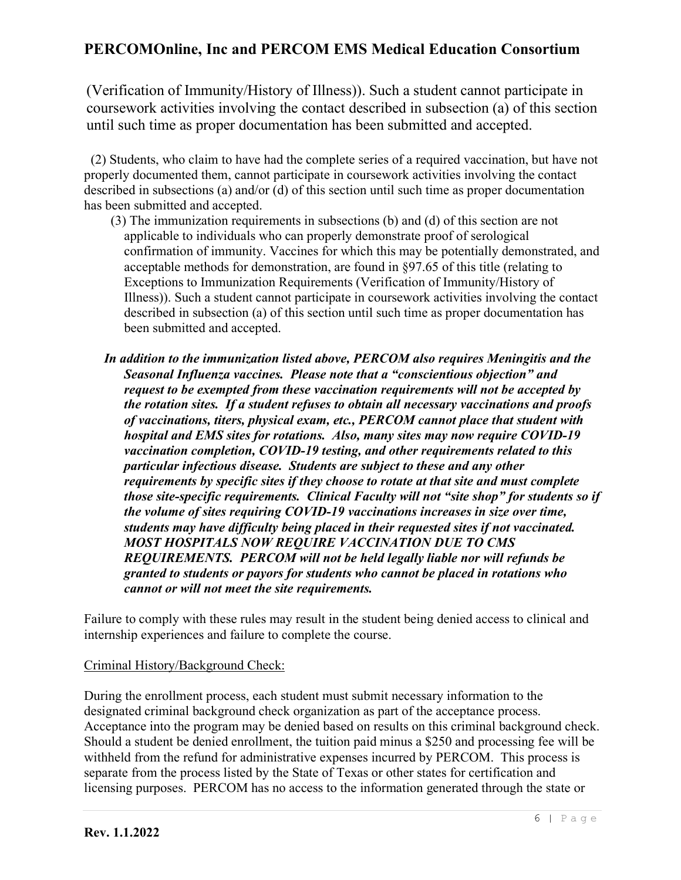(Verification of Immunity/History of Illness)). Such a student cannot participate in coursework activities involving the contact described in subsection (a) of this section until such time as proper documentation has been submitted and accepted.

(2) Students, who claim to have had the complete series of a required vaccination, but have not properly documented them, cannot participate in coursework activities involving the contact described in subsections (a) and/or (d) of this section until such time as proper documentation has been submitted and accepted.

(3) The immunization requirements in subsections (b) and (d) of this section are not applicable to individuals who can properly demonstrate proof of serological confirmation of immunity. Vaccines for which this may be potentially demonstrated, and acceptable methods for demonstration, are found in §97.65 of this title (relating to Exceptions to Immunization Requirements (Verification of Immunity/History of Illness)). Such a student cannot participate in coursework activities involving the contact described in subsection (a) of this section until such time as proper documentation has been submitted and accepted.

***In addition to the immunization listed above, PERCOM also requires Meningitis and the Seasonal Influenza vaccines. Please note that a "conscientious objection" and request to be exempted from these vaccination requirements will not be accepted by the rotation sites. If a student refuses to obtain all necessary vaccinations and proofs of vaccinations, titers, physical exam, etc., PERCOM cannot place that student with hospital and EMS sites for rotations. Also, many sites may now require COVID-19 vaccination completion, COVID-19 testing, and other requirements related to this particular infectious disease. Students are subject to these and any other requirements by specific sites if they choose to rotate at that site and must complete those site-specific requirements. Clinical Faculty will not "site shop" for students so if the volume of sites requiring COVID-19 vaccinations increases in size over time, students may have difficulty being placed in their requested sites if not vaccinated. MOST HOSPITALS NOW REQUIRE VACCINATION DUE TO CMS REQUIREMENTS. PERCOM will not be held legally liable nor will refunds be granted to students or payors for students who cannot be placed in rotations who cannot or will not meet the site requirements.***

Failure to comply with these rules may result in the student being denied access to clinical and internship experiences and failure to complete the course.

Criminal History/Background Check:

During the enrollment process, each student must submit necessary information to the designated criminal background check organization as part of the acceptance process. Acceptance into the program may be denied based on results on this criminal background check. Should a student be denied enrollment, the tuition paid minus a $250 and processing fee will be withheld from the refund for administrative expenses incurred by PERCOM. This process is separate from the process listed by the State of Texas or other states for certification and licensing purposes. PERCOM has no access to the information generated through the state or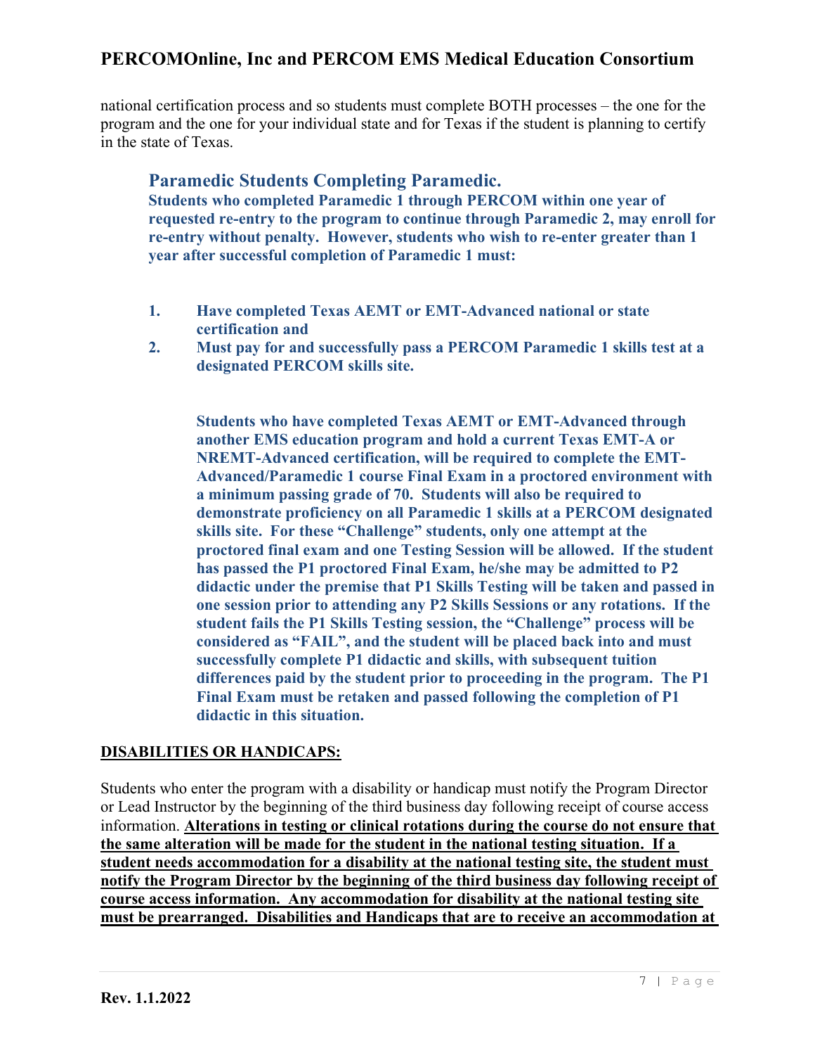national certification process and so students must complete BOTH processes – the one for the program and the one for your individual state and for Texas if the student is planning to certify in the state of Texas.

### Paramedic Students Completing Paramedic.

**Students who completed Paramedic 1 through PERCOM within one year of requested re-entry to the program to continue through Paramedic 2, may enroll for re-entry without penalty. However, students who wish to re-enter greater than 1 year after successful completion of Paramedic 1 must:**

1. **Have completed Texas AEMT or EMT-Advanced national or state certification and**
2. **Must pay for and successfully pass a PERCOM Paramedic 1 skills test at a designated PERCOM skills site.**

**Students who have completed Texas AEMT or EMT-Advanced through another EMS education program and hold a current Texas EMT-A or NREMT-Advanced certification, will be required to complete the EMT-Advanced/Paramedic 1 course Final Exam in a proctored environment with a minimum passing grade of 70. Students will also be required to demonstrate proficiency on all Paramedic 1 skills at a PERCOM designated skills site. For these "Challenge" students, only one attempt at the proctored final exam and one Testing Session will be allowed. If the student has passed the P1 proctored Final Exam, he/she may be admitted to P2 didactic under the premise that P1 Skills Testing will be taken and passed in one session prior to attending any P2 Skills Sessions or any rotations. If the student fails the P1 Skills Testing session, the "Challenge" process will be considered as "FAIL", and the student will be placed back into and must successfully complete P1 didactic and skills, with subsequent tuition differences paid by the student prior to proceeding in the program. The P1 Final Exam must be retaken and passed following the completion of P1 didactic in this situation.**

## DISABILITIES OR HANDICAPS:

Students who enter the program with a disability or handicap must notify the Program Director or Lead Instructor by the beginning of the third business day following receipt of course access information. **Alterations in testing or clinical rotations during the course do not ensure that the same alteration will be made for the student in the national testing situation. If a student needs accommodation for a disability at the national testing site, the student must notify the Program Director by the beginning of the third business day following receipt of course access information. Any accommodation for disability at the national testing site must be prearranged. Disabilities and Handicaps that are to receive an accommodation at**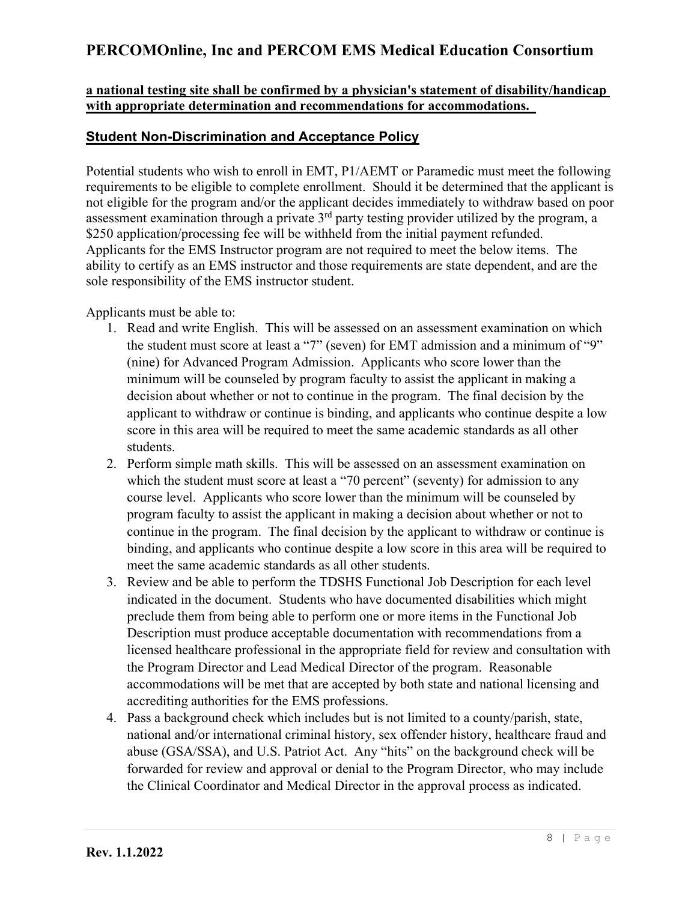**a national testing site shall be confirmed by a physician's statement of disability/handicap with appropriate determination and recommendations for accommodations.**

## Student Non-Discrimination and Acceptance Policy

Potential students who wish to enroll in EMT, P1/AEMT or Paramedic must meet the following requirements to be eligible to complete enrollment. Should it be determined that the applicant is not eligible for the program and/or the applicant decides immediately to withdraw based on poor assessment examination through a private 3rd party testing provider utilized by the program, a $250 application/processing fee will be withheld from the initial payment refunded. Applicants for the EMS Instructor program are not required to meet the below items. The ability to certify as an EMS instructor and those requirements are state dependent, and are the sole responsibility of the EMS instructor student.

Applicants must be able to:

1. Read and write English. This will be assessed on an assessment examination on which the student must score at least a "7" (seven) for EMT admission and a minimum of "9" (nine) for Advanced Program Admission. Applicants who score lower than the minimum will be counseled by program faculty to assist the applicant in making a decision about whether or not to continue in the program. The final decision by the applicant to withdraw or continue is binding, and applicants who continue despite a low score in this area will be required to meet the same academic standards as all other students.
2. Perform simple math skills. This will be assessed on an assessment examination on which the student must score at least a "70 percent" (seventy) for admission to any course level. Applicants who score lower than the minimum will be counseled by program faculty to assist the applicant in making a decision about whether or not to continue in the program. The final decision by the applicant to withdraw or continue is binding, and applicants who continue despite a low score in this area will be required to meet the same academic standards as all other students.
3. Review and be able to perform the TDSHS Functional Job Description for each level indicated in the document. Students who have documented disabilities which might preclude them from being able to perform one or more items in the Functional Job Description must produce acceptable documentation with recommendations from a licensed healthcare professional in the appropriate field for review and consultation with the Program Director and Lead Medical Director of the program. Reasonable accommodations will be met that are accepted by both state and national licensing and accrediting authorities for the EMS professions.
4. Pass a background check which includes but is not limited to a county/parish, state, national and/or international criminal history, sex offender history, healthcare fraud and abuse (GSA/SSA), and U.S. Patriot Act. Any "hits" on the background check will be forwarded for review and approval or denial to the Program Director, who may include the Clinical Coordinator and Medical Director in the approval process as indicated.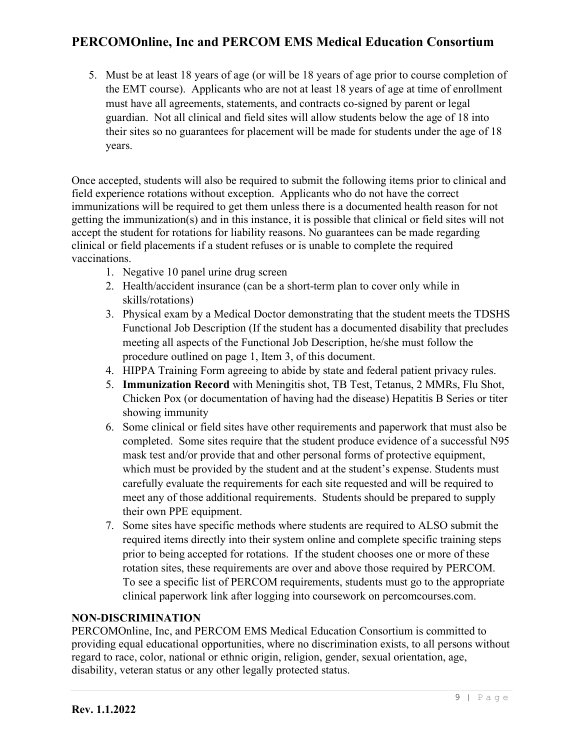5. Must be at least 18 years of age (or will be 18 years of age prior to course completion of the EMT course). Applicants who are not at least 18 years of age at time of enrollment must have all agreements, statements, and contracts co-signed by parent or legal guardian. Not all clinical and field sites will allow students below the age of 18 into their sites so no guarantees for placement will be made for students under the age of 18 years.

Once accepted, students will also be required to submit the following items prior to clinical and field experience rotations without exception. Applicants who do not have the correct immunizations will be required to get them unless there is a documented health reason for not getting the immunization(s) and in this instance, it is possible that clinical or field sites will not accept the student for rotations for liability reasons. No guarantees can be made regarding clinical or field placements if a student refuses or is unable to complete the required vaccinations.

1. Negative 10 panel urine drug screen
2. Health/accident insurance (can be a short-term plan to cover only while in skills/rotations)
3. Physical exam by a Medical Doctor demonstrating that the student meets the TDSHS Functional Job Description (If the student has a documented disability that precludes meeting all aspects of the Functional Job Description, he/she must follow the procedure outlined on page 1, Item 3, of this document.
4. HIPPA Training Form agreeing to abide by state and federal patient privacy rules.
5. **Immunization Record** with Meningitis shot, TB Test, Tetanus, 2 MMRs, Flu Shot, Chicken Pox (or documentation of having had the disease) Hepatitis B Series or titer showing immunity
6. Some clinical or field sites have other requirements and paperwork that must also be completed. Some sites require that the student produce evidence of a successful N95 mask test and/or provide that and other personal forms of protective equipment, which must be provided by the student and at the student's expense. Students must carefully evaluate the requirements for each site requested and will be required to meet any of those additional requirements. Students should be prepared to supply their own PPE equipment.
7. Some sites have specific methods where students are required to ALSO submit the required items directly into their system online and complete specific training steps prior to being accepted for rotations. If the student chooses one or more of these rotation sites, these requirements are over and above those required by PERCOM. To see a specific list of PERCOM requirements, students must go to the appropriate clinical paperwork link after logging into coursework on percomcourses.com.

## NON-DISCRIMINATION

PERCOMOnline, Inc, and PERCOM EMS Medical Education Consortium is committed to providing equal educational opportunities, where no discrimination exists, to all persons without regard to race, color, national or ethnic origin, religion, gender, sexual orientation, age, disability, veteran status or any other legally protected status.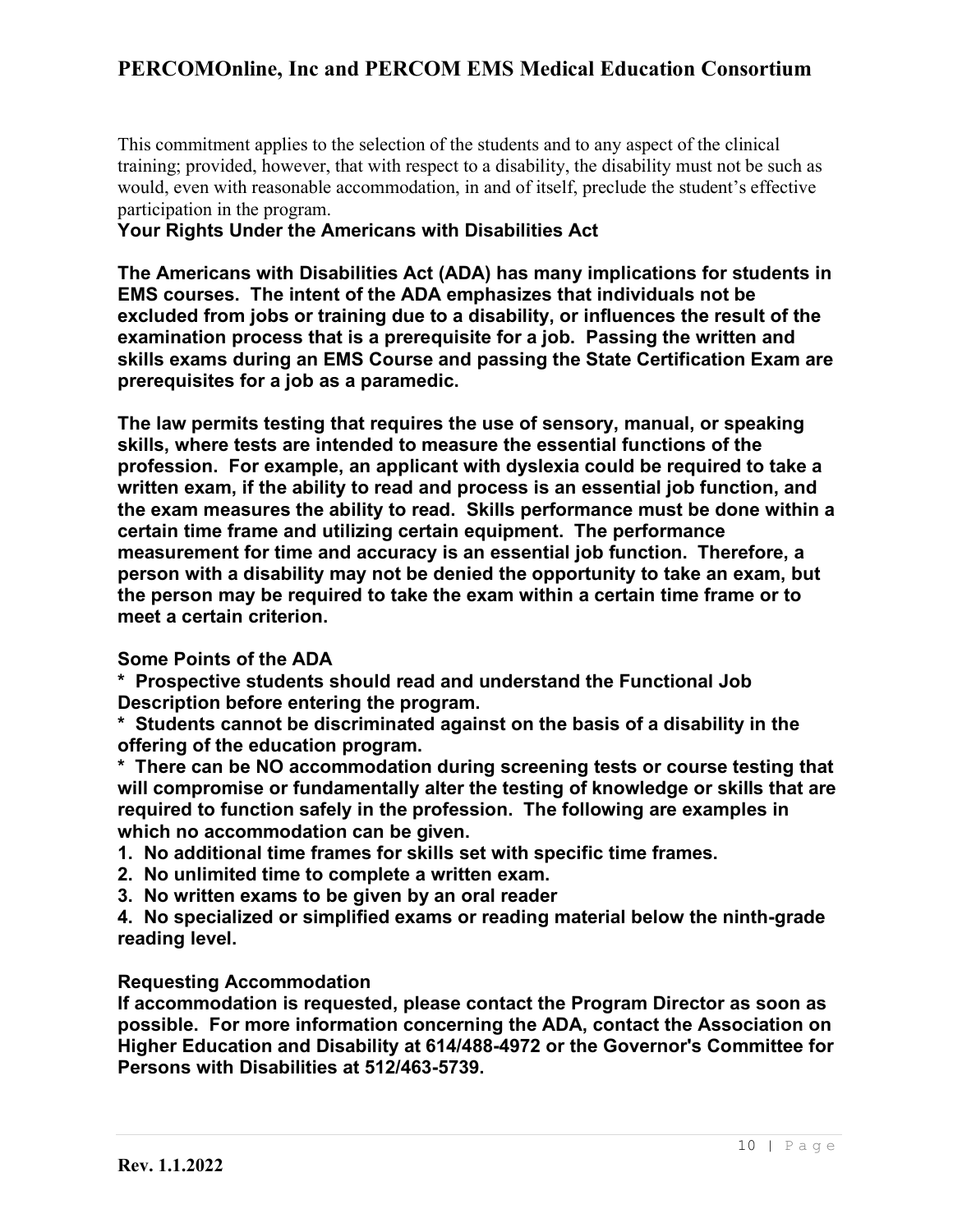This commitment applies to the selection of the students and to any aspect of the clinical training; provided, however, that with respect to a disability, the disability must not be such as would, even with reasonable accommodation, in and of itself, preclude the student's effective participation in the program.

**Your Rights Under the Americans with Disabilities Act**

**The Americans with Disabilities Act (ADA) has many implications for students in EMS courses. The intent of the ADA emphasizes that individuals not be excluded from jobs or training due to a disability, or influences the result of the examination process that is a prerequisite for a job. Passing the written and skills exams during an EMS Course and passing the State Certification Exam are prerequisites for a job as a paramedic.**

**The law permits testing that requires the use of sensory, manual, or speaking skills, where tests are intended to measure the essential functions of the profession. For example, an applicant with dyslexia could be required to take a written exam, if the ability to read and process is an essential job function, and the exam measures the ability to read. Skills performance must be done within a certain time frame and utilizing certain equipment. The performance measurement for time and accuracy is an essential job function. Therefore, a person with a disability may not be denied the opportunity to take an exam, but the person may be required to take the exam within a certain time frame or to meet a certain criterion.**

**Some Points of the ADA**

**\* Prospective students should read and understand the Functional Job Description before entering the program.**

**\* Students cannot be discriminated against on the basis of a disability in the offering of the education program.**

**\* There can be NO accommodation during screening tests or course testing that will compromise or fundamentally alter the testing of knowledge or skills that are required to function safely in the profession. The following are examples in which no accommodation can be given.**

**1. No additional time frames for skills set with specific time frames.**
**2. No unlimited time to complete a written exam.**
**3. No written exams to be given by an oral reader**
**4. No specialized or simplified exams or reading material below the ninth-grade reading level.**

**Requesting Accommodation**

**If accommodation is requested, please contact the Program Director as soon as possible. For more information concerning the ADA, contact the Association on Higher Education and Disability at 614/488-4972 or the Governor's Committee for Persons with Disabilities at 512/463-5739.**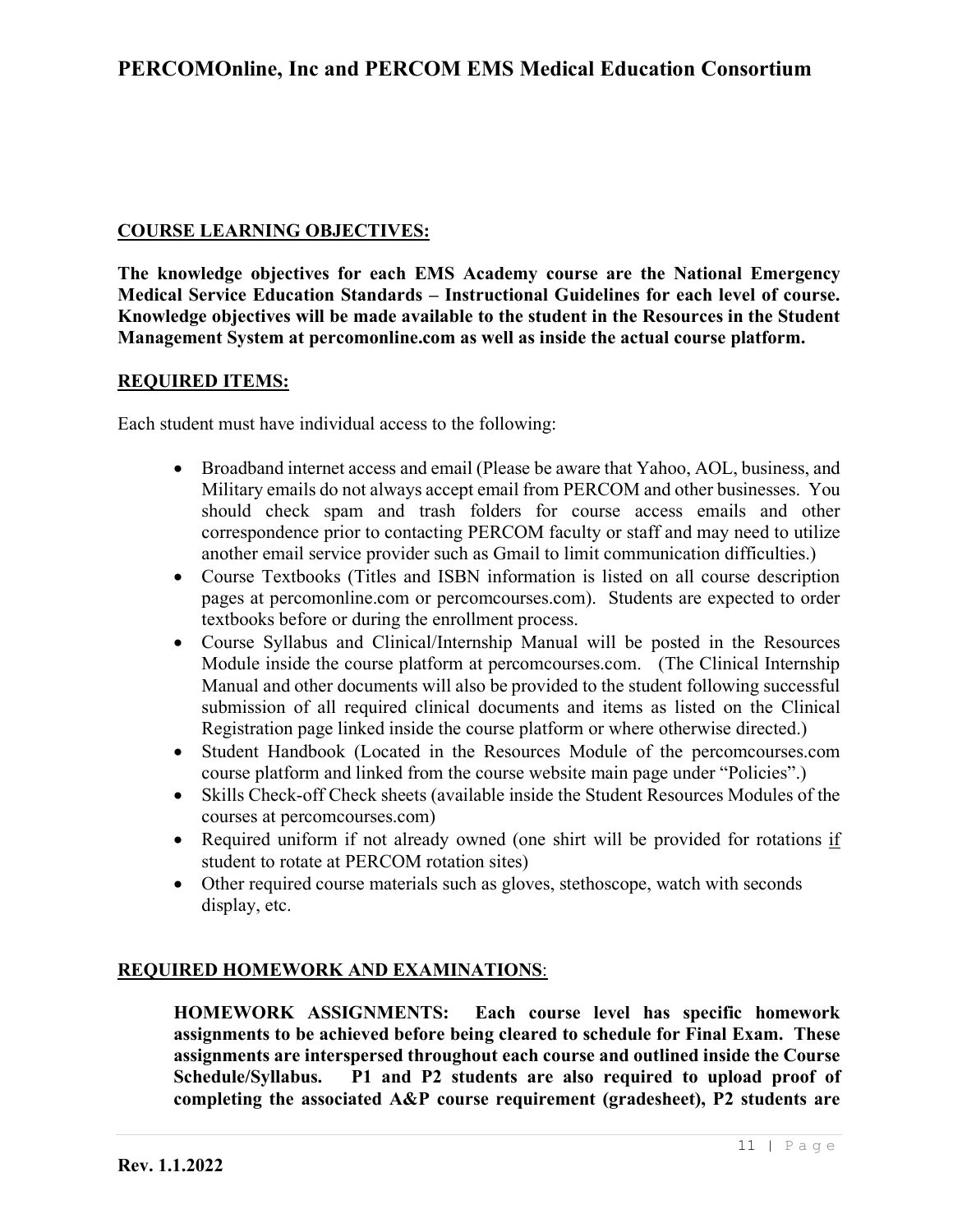**COURSE LEARNING OBJECTIVES:**

**The knowledge objectives for each EMS Academy course are the National Emergency Medical Service Education Standards – Instructional Guidelines for each level of course. Knowledge objectives will be made available to the student in the Resources in the Student Management System at percomonline.com as well as inside the actual course platform.**

**REQUIRED ITEMS:**

Each student must have individual access to the following:

- Broadband internet access and email (Please be aware that Yahoo, AOL, business, and Military emails do not always accept email from PERCOM and other businesses. You should check spam and trash folders for course access emails and other correspondence prior to contacting PERCOM faculty or staff and may need to utilize another email service provider such as Gmail to limit communication difficulties.)
- Course Textbooks (Titles and ISBN information is listed on all course description pages at percomonline.com or percomcourses.com). Students are expected to order textbooks before or during the enrollment process.
- Course Syllabus and Clinical/Internship Manual will be posted in the Resources Module inside the course platform at percomcourses.com. (The Clinical Internship Manual and other documents will also be provided to the student following successful submission of all required clinical documents and items as listed on the Clinical Registration page linked inside the course platform or where otherwise directed.)
- Student Handbook (Located in the Resources Module of the percomcourses.com course platform and linked from the course website main page under "Policies".)
- Skills Check-off Check sheets (available inside the Student Resources Modules of the courses at percomcourses.com)
- Required uniform if not already owned (one shirt will be provided for rotations if student to rotate at PERCOM rotation sites)
- Other required course materials such as gloves, stethoscope, watch with seconds display, etc.

**REQUIRED HOMEWORK AND EXAMINATIONS**:

**HOMEWORK ASSIGNMENTS: Each course level has specific homework assignments to be achieved before being cleared to schedule for Final Exam. These assignments are interspersed throughout each course and outlined inside the Course Schedule/Syllabus. P1 and P2 students are also required to upload proof of completing the associated A&P course requirement (gradesheet), P2 students are**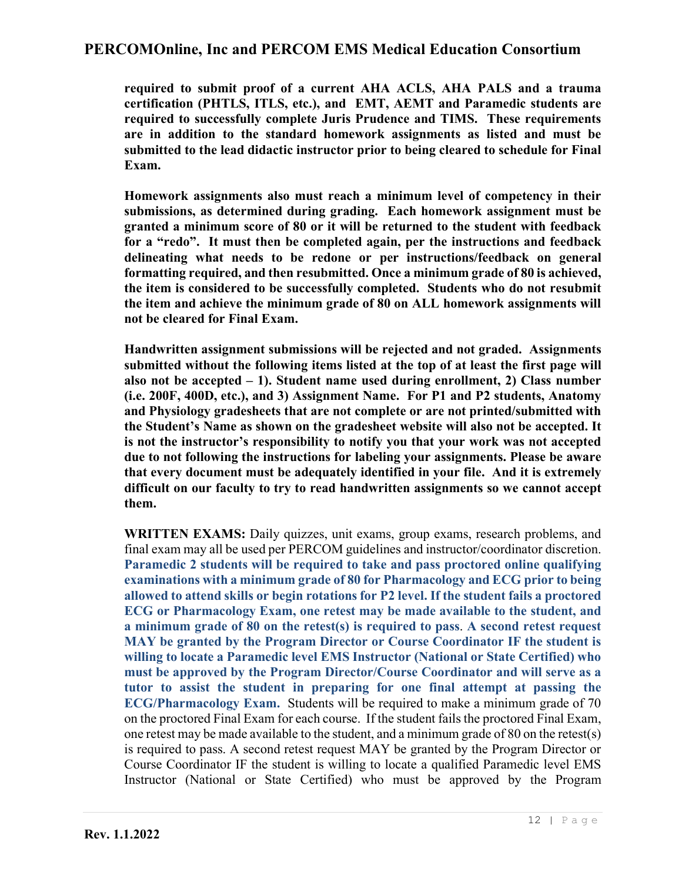**required to submit proof of a current AHA ACLS, AHA PALS and a trauma certification (PHTLS, ITLS, etc.), and EMT, AEMT and Paramedic students are required to successfully complete Juris Prudence and TIMS. These requirements are in addition to the standard homework assignments as listed and must be submitted to the lead didactic instructor prior to being cleared to schedule for Final Exam.**

**Homework assignments also must reach a minimum level of competency in their submissions, as determined during grading. Each homework assignment must be granted a minimum score of 80 or it will be returned to the student with feedback for a "redo". It must then be completed again, per the instructions and feedback delineating what needs to be redone or per instructions/feedback on general formatting required, and then resubmitted. Once a minimum grade of 80 is achieved, the item is considered to be successfully completed. Students who do not resubmit the item and achieve the minimum grade of 80 on ALL homework assignments will not be cleared for Final Exam.**

**Handwritten assignment submissions will be rejected and not graded. Assignments submitted without the following items listed at the top of at least the first page will also not be accepted – 1). Student name used during enrollment, 2) Class number (i.e. 200F, 400D, etc.), and 3) Assignment Name. For P1 and P2 students, Anatomy and Physiology gradesheets that are not complete or are not printed/submitted with the Student's Name as shown on the gradesheet website will also not be accepted. It is not the instructor's responsibility to notify you that your work was not accepted due to not following the instructions for labeling your assignments. Please be aware that every document must be adequately identified in your file. And it is extremely difficult on our faculty to try to read handwritten assignments so we cannot accept them.**

**WRITTEN EXAMS:** Daily quizzes, unit exams, group exams, research problems, and final exam may all be used per PERCOM guidelines and instructor/coordinator discretion. **Paramedic 2 students will be required to take and pass proctored online qualifying examinations with a minimum grade of 80 for Pharmacology and ECG prior to being allowed to attend skills or begin rotations for P2 level. If the student fails a proctored ECG or Pharmacology Exam, one retest may be made available to the student, and a minimum grade of 80 on the retest(s) is required to pass. A second retest request MAY be granted by the Program Director or Course Coordinator IF the student is willing to locate a Paramedic level EMS Instructor (National or State Certified) who must be approved by the Program Director/Course Coordinator and will serve as a tutor to assist the student in preparing for one final attempt at passing the ECG/Pharmacology Exam.** Students will be required to make a minimum grade of 70 on the proctored Final Exam for each course. If the student fails the proctored Final Exam, one retest may be made available to the student, and a minimum grade of 80 on the retest(s) is required to pass. A second retest request MAY be granted by the Program Director or Course Coordinator IF the student is willing to locate a qualified Paramedic level EMS Instructor (National or State Certified) who must be approved by the Program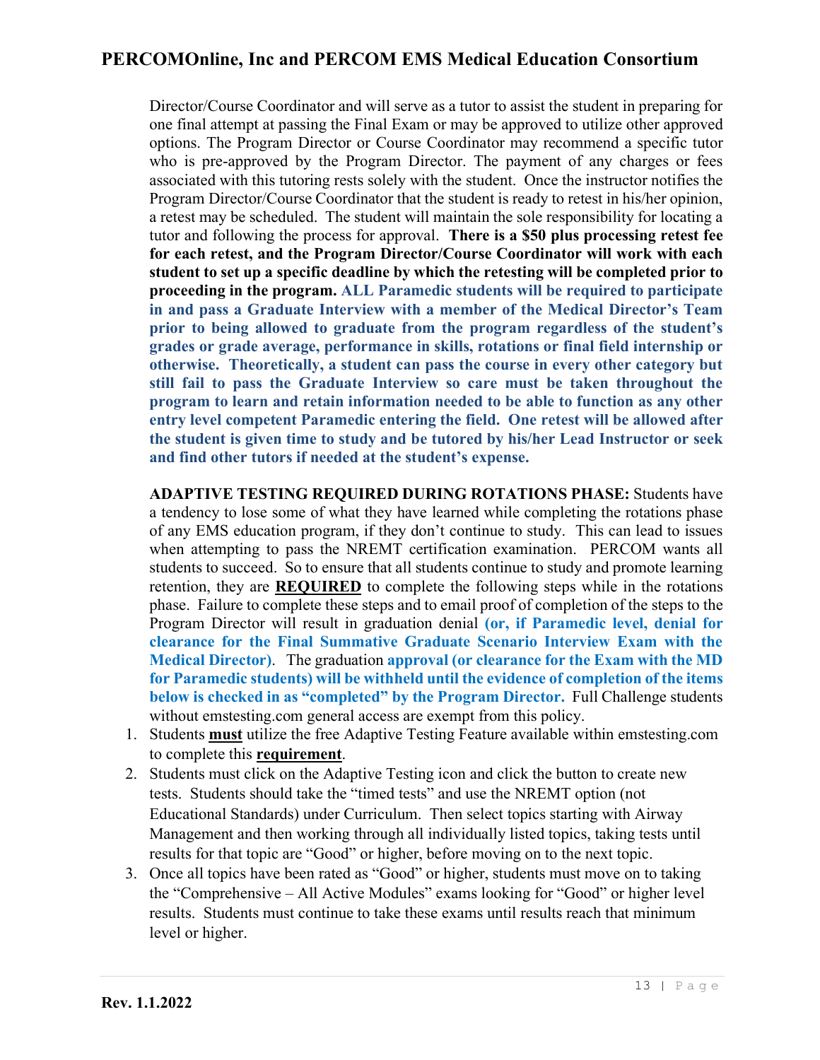Director/Course Coordinator and will serve as a tutor to assist the student in preparing for one final attempt at passing the Final Exam or may be approved to utilize other approved options. The Program Director or Course Coordinator may recommend a specific tutor who is pre-approved by the Program Director. The payment of any charges or fees associated with this tutoring rests solely with the student. Once the instructor notifies the Program Director/Course Coordinator that the student is ready to retest in his/her opinion, a retest may be scheduled. The student will maintain the sole responsibility for locating a tutor and following the process for approval. **There is a $50 plus processing retest fee for each retest, and the Program Director/Course Coordinator will work with each student to set up a specific deadline by which the retesting will be completed prior to proceeding in the program.** **ALL Paramedic students will be required to participate in and pass a Graduate Interview with a member of the Medical Director's Team prior to being allowed to graduate from the program regardless of the student's grades or grade average, performance in skills, rotations or final field internship or otherwise. Theoretically, a student can pass the course in every other category but still fail to pass the Graduate Interview so care must be taken throughout the program to learn and retain information needed to be able to function as any other entry level competent Paramedic entering the field. One retest will be allowed after the student is given time to study and be tutored by his/her Lead Instructor or seek and find other tutors if needed at the student's expense.**

**ADAPTIVE TESTING REQUIRED DURING ROTATIONS PHASE:** Students have a tendency to lose some of what they have learned while completing the rotations phase of any EMS education program, if they don't continue to study. This can lead to issues when attempting to pass the NREMT certification examination. PERCOM wants all students to succeed. So to ensure that all students continue to study and promote learning retention, they are **REQUIRED** to complete the following steps while in the rotations phase. Failure to complete these steps and to email proof of completion of the steps to the Program Director will result in graduation denial **(or, if Paramedic level, denial for clearance for the Final Summative Graduate Scenario Interview Exam with the Medical Director)**. The graduation **approval (or clearance for the Exam with the MD for Paramedic students) will be withheld until the evidence of completion of the items below is checked in as "completed" by the Program Director.** Full Challenge students without emstesting.com general access are exempt from this policy.

1. Students **must** utilize the free Adaptive Testing Feature available within emstesting.com to complete this **requirement**.
2. Students must click on the Adaptive Testing icon and click the button to create new tests. Students should take the "timed tests" and use the NREMT option (not Educational Standards) under Curriculum. Then select topics starting with Airway Management and then working through all individually listed topics, taking tests until results for that topic are "Good" or higher, before moving on to the next topic.
3. Once all topics have been rated as "Good" or higher, students must move on to taking the "Comprehensive – All Active Modules" exams looking for "Good" or higher level results. Students must continue to take these exams until results reach that minimum level or higher.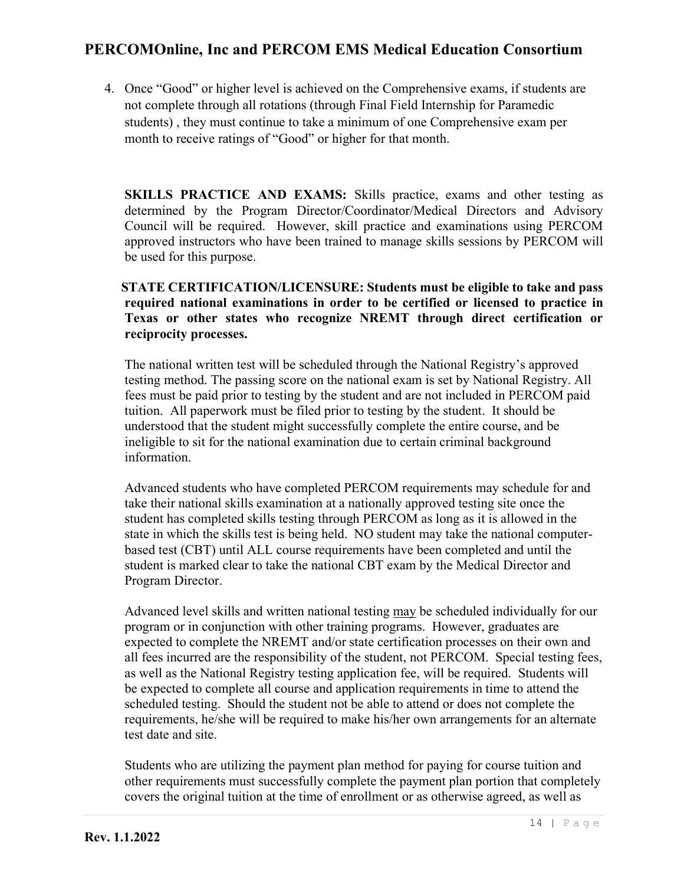4. Once “Good” or higher level is achieved on the Comprehensive exams, if students are not complete through all rotations (through Final Field Internship for Paramedic students) , they must continue to take a minimum of one Comprehensive exam per month to receive ratings of “Good” or higher for that month.

**SKILLS PRACTICE AND EXAMS:** Skills practice, exams and other testing as determined by the Program Director/Coordinator/Medical Directors and Advisory Council will be required. However, skill practice and examinations using PERCOM approved instructors who have been trained to manage skills sessions by PERCOM will be used for this purpose.

**STATE CERTIFICATION/LICENSURE: Students must be eligible to take and pass required national examinations in order to be certified or licensed to practice in Texas or other states who recognize NREMT through direct certification or reciprocity processes.**

The national written test will be scheduled through the National Registry’s approved testing method. The passing score on the national exam is set by National Registry. All fees must be paid prior to testing by the student and are not included in PERCOM paid tuition. All paperwork must be filed prior to testing by the student. It should be understood that the student might successfully complete the entire course, and be ineligible to sit for the national examination due to certain criminal background information.

Advanced students who have completed PERCOM requirements may schedule for and take their national skills examination at a nationally approved testing site once the student has completed skills testing through PERCOM as long as it is allowed in the state in which the skills test is being held. NO student may take the national computer-based test (CBT) until ALL course requirements have been completed and until the student is marked clear to take the national CBT exam by the Medical Director and Program Director.

Advanced level skills and written national testing <u>may</u> be scheduled individually for our program or in conjunction with other training programs. However, graduates are expected to complete the NREMT and/or state certification processes on their own and all fees incurred are the responsibility of the student, not PERCOM. Special testing fees, as well as the National Registry testing application fee, will be required. Students will be expected to complete all course and application requirements in time to attend the scheduled testing. Should the student not be able to attend or does not complete the requirements, he/she will be required to make his/her own arrangements for an alternate test date and site.

Students who are utilizing the payment plan method for paying for course tuition and other requirements must successfully complete the payment plan portion that completely covers the original tuition at the time of enrollment or as otherwise agreed, as well as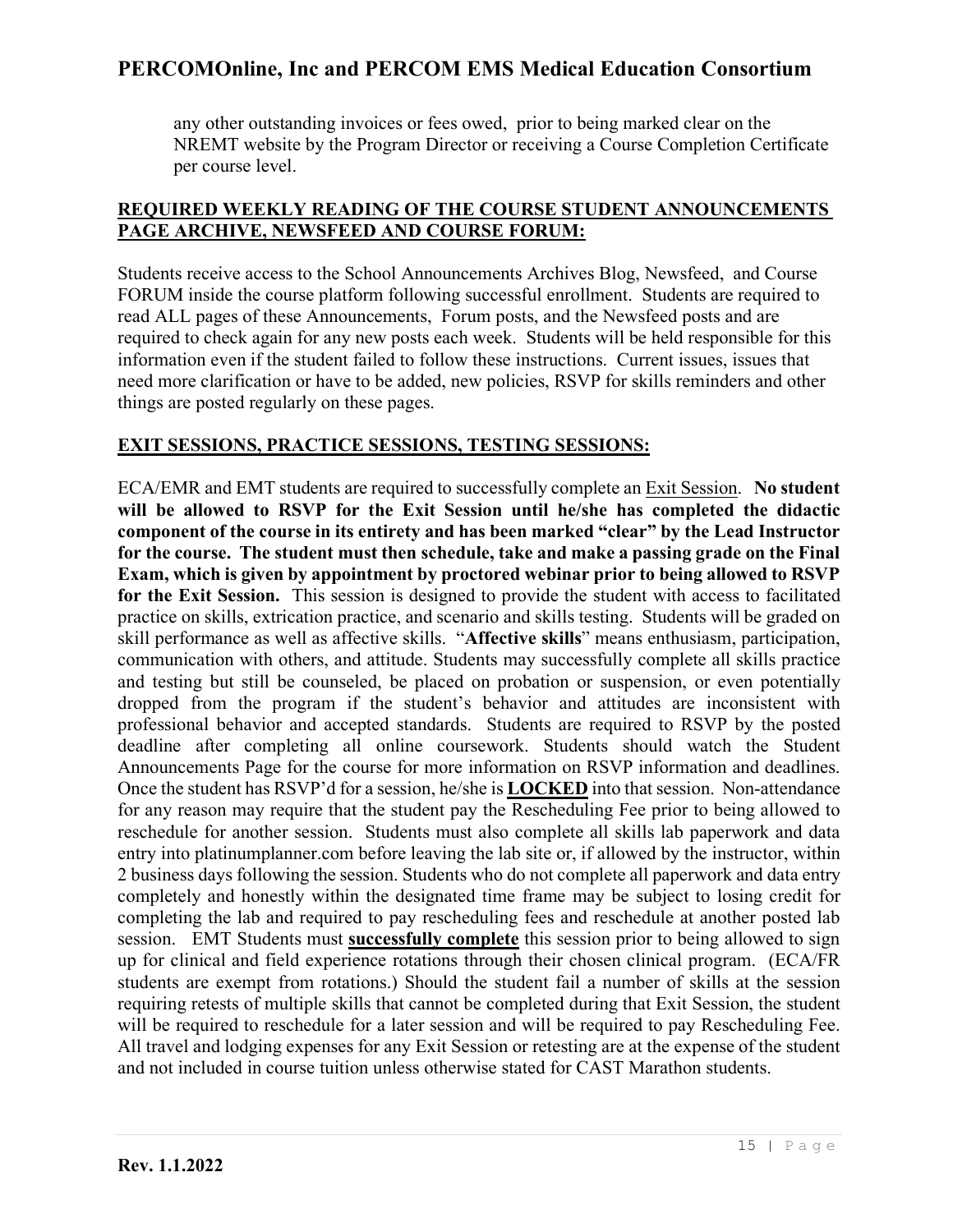any other outstanding invoices or fees owed, prior to being marked clear on the NREMT website by the Program Director or receiving a Course Completion Certificate per course level.

## REQUIRED WEEKLY READING OF THE COURSE STUDENT ANNOUNCEMENTS PAGE ARCHIVE, NEWSFEED AND COURSE FORUM:

Students receive access to the School Announcements Archives Blog, Newsfeed, and Course FORUM inside the course platform following successful enrollment. Students are required to read ALL pages of these Announcements, Forum posts, and the Newsfeed posts and are required to check again for any new posts each week. Students will be held responsible for this information even if the student failed to follow these instructions. Current issues, issues that need more clarification or have to be added, new policies, RSVP for skills reminders and other things are posted regularly on these pages.

## EXIT SESSIONS, PRACTICE SESSIONS, TESTING SESSIONS:

ECA/EMR and EMT students are required to successfully complete an Exit Session. **No student will be allowed to RSVP for the Exit Session until he/she has completed the didactic component of the course in its entirety and has been marked "clear" by the Lead Instructor for the course. The student must then schedule, take and make a passing grade on the Final Exam, which is given by appointment by proctored webinar prior to being allowed to RSVP for the Exit Session.** This session is designed to provide the student with access to facilitated practice on skills, extrication practice, and scenario and skills testing. Students will be graded on skill performance as well as affective skills. "**Affective skills**" means enthusiasm, participation, communication with others, and attitude. Students may successfully complete all skills practice and testing but still be counseled, be placed on probation or suspension, or even potentially dropped from the program if the student's behavior and attitudes are inconsistent with professional behavior and accepted standards. Students are required to RSVP by the posted deadline after completing all online coursework. Students should watch the Student Announcements Page for the course for more information on RSVP information and deadlines. Once the student has RSVP'd for a session, he/she is **LOCKED** into that session. Non-attendance for any reason may require that the student pay the Rescheduling Fee prior to being allowed to reschedule for another session. Students must also complete all skills lab paperwork and data entry into platinumplanner.com before leaving the lab site or, if allowed by the instructor, within 2 business days following the session. Students who do not complete all paperwork and data entry completely and honestly within the designated time frame may be subject to losing credit for completing the lab and required to pay rescheduling fees and reschedule at another posted lab session. EMT Students must **successfully complete** this session prior to being allowed to sign up for clinical and field experience rotations through their chosen clinical program. (ECA/FR students are exempt from rotations.) Should the student fail a number of skills at the session requiring retests of multiple skills that cannot be completed during that Exit Session, the student will be required to reschedule for a later session and will be required to pay Rescheduling Fee. All travel and lodging expenses for any Exit Session or retesting are at the expense of the student and not included in course tuition unless otherwise stated for CAST Marathon students.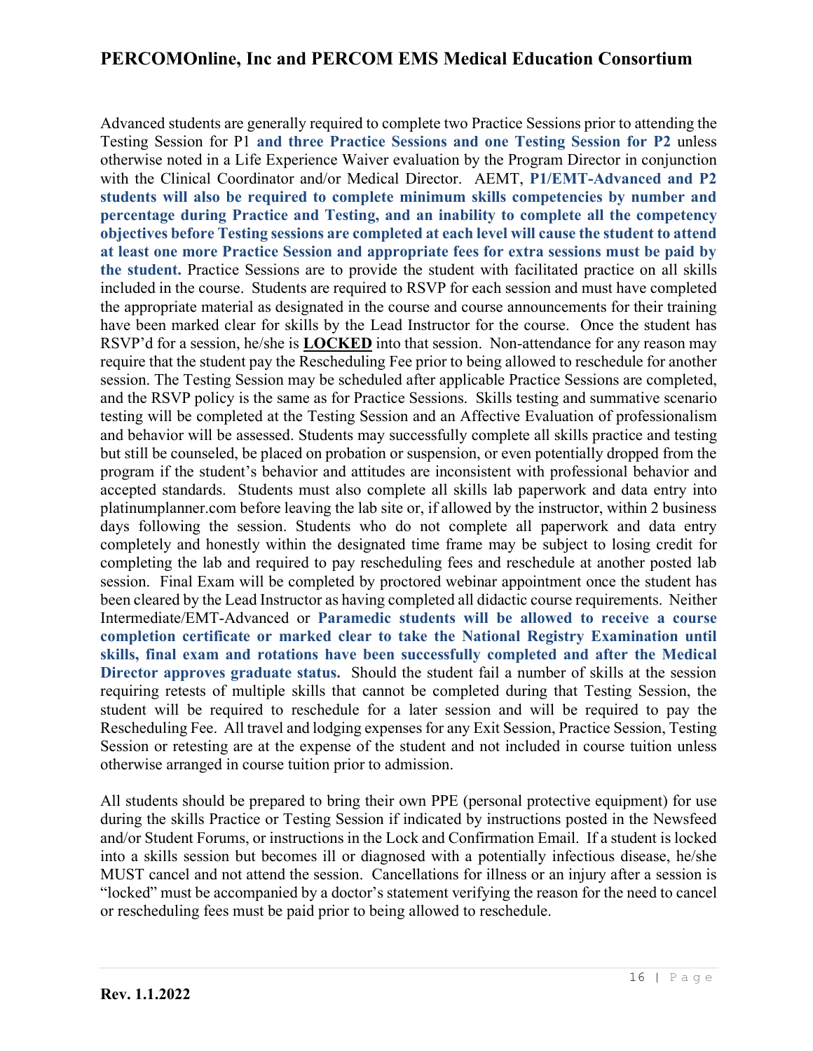Advanced students are generally required to complete two Practice Sessions prior to attending the Testing Session for P1 **and three Practice Sessions and one Testing Session for P2** unless otherwise noted in a Life Experience Waiver evaluation by the Program Director in conjunction with the Clinical Coordinator and/or Medical Director. AEMT, **P1/EMT-Advanced and P2 students will also be required to complete minimum skills competencies by number and percentage during Practice and Testing, and an inability to complete all the competency objectives before Testing sessions are completed at each level will cause the student to attend at least one more Practice Session and appropriate fees for extra sessions must be paid by the student.** Practice Sessions are to provide the student with facilitated practice on all skills included in the course. Students are required to RSVP for each session and must have completed the appropriate material as designated in the course and course announcements for their training have been marked clear for skills by the Lead Instructor for the course. Once the student has RSVP'd for a session, he/she is **LOCKED** into that session. Non-attendance for any reason may require that the student pay the Rescheduling Fee prior to being allowed to reschedule for another session. The Testing Session may be scheduled after applicable Practice Sessions are completed, and the RSVP policy is the same as for Practice Sessions. Skills testing and summative scenario testing will be completed at the Testing Session and an Affective Evaluation of professionalism and behavior will be assessed. Students may successfully complete all skills practice and testing but still be counseled, be placed on probation or suspension, or even potentially dropped from the program if the student's behavior and attitudes are inconsistent with professional behavior and accepted standards. Students must also complete all skills lab paperwork and data entry into platinumplanner.com before leaving the lab site or, if allowed by the instructor, within 2 business days following the session. Students who do not complete all paperwork and data entry completely and honestly within the designated time frame may be subject to losing credit for completing the lab and required to pay rescheduling fees and reschedule at another posted lab session. Final Exam will be completed by proctored webinar appointment once the student has been cleared by the Lead Instructor as having completed all didactic course requirements. Neither Intermediate/EMT-Advanced or **Paramedic students will be allowed to receive a course completion certificate or marked clear to take the National Registry Examination until skills, final exam and rotations have been successfully completed and after the Medical Director approves graduate status.** Should the student fail a number of skills at the session requiring retests of multiple skills that cannot be completed during that Testing Session, the student will be required to reschedule for a later session and will be required to pay the Rescheduling Fee. All travel and lodging expenses for any Exit Session, Practice Session, Testing Session or retesting are at the expense of the student and not included in course tuition unless otherwise arranged in course tuition prior to admission.

All students should be prepared to bring their own PPE (personal protective equipment) for use during the skills Practice or Testing Session if indicated by instructions posted in the Newsfeed and/or Student Forums, or instructions in the Lock and Confirmation Email. If a student is locked into a skills session but becomes ill or diagnosed with a potentially infectious disease, he/she MUST cancel and not attend the session. Cancellations for illness or an injury after a session is "locked" must be accompanied by a doctor's statement verifying the reason for the need to cancel or rescheduling fees must be paid prior to being allowed to reschedule.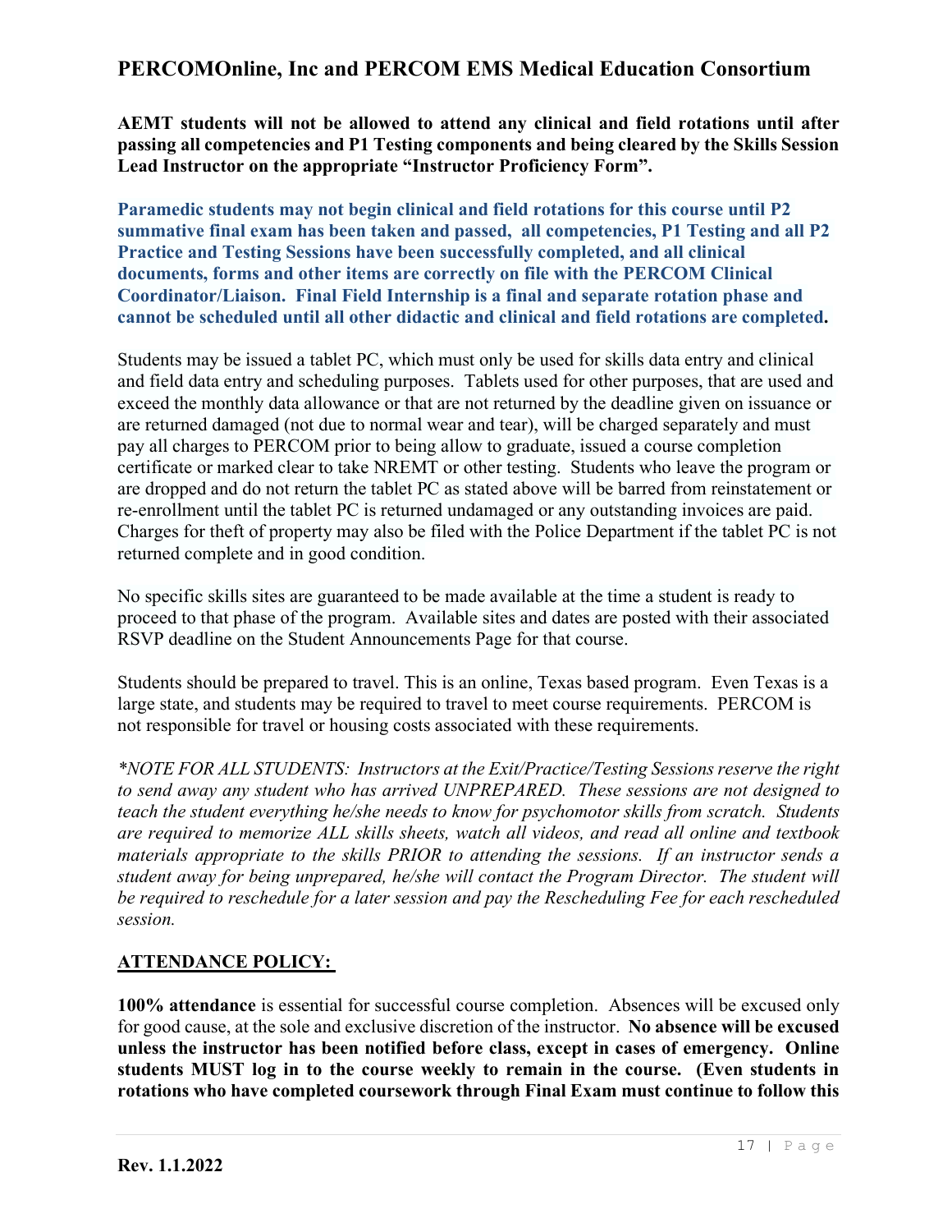**AEMT students will not be allowed to attend any clinical and field rotations until after passing all competencies and P1 Testing components and being cleared by the Skills Session Lead Instructor on the appropriate "Instructor Proficiency Form".**

**Paramedic students may not begin clinical and field rotations for this course until P2 summative final exam has been taken and passed, all competencies, P1 Testing and all P2 Practice and Testing Sessions have been successfully completed, and all clinical documents, forms and other items are correctly on file with the PERCOM Clinical Coordinator/Liaison. Final Field Internship is a final and separate rotation phase and cannot be scheduled until all other didactic and clinical and field rotations are completed.**

Students may be issued a tablet PC, which must only be used for skills data entry and clinical and field data entry and scheduling purposes. Tablets used for other purposes, that are used and exceed the monthly data allowance or that are not returned by the deadline given on issuance or are returned damaged (not due to normal wear and tear), will be charged separately and must pay all charges to PERCOM prior to being allow to graduate, issued a course completion certificate or marked clear to take NREMT or other testing. Students who leave the program or are dropped and do not return the tablet PC as stated above will be barred from reinstatement or re-enrollment until the tablet PC is returned undamaged or any outstanding invoices are paid. Charges for theft of property may also be filed with the Police Department if the tablet PC is not returned complete and in good condition.

No specific skills sites are guaranteed to be made available at the time a student is ready to proceed to that phase of the program. Available sites and dates are posted with their associated RSVP deadline on the Student Announcements Page for that course.

Students should be prepared to travel. This is an online, Texas based program. Even Texas is a large state, and students may be required to travel to meet course requirements. PERCOM is not responsible for travel or housing costs associated with these requirements.

*\*NOTE FOR ALL STUDENTS: Instructors at the Exit/Practice/Testing Sessions reserve the right to send away any student who has arrived UNPREPARED. These sessions are not designed to teach the student everything he/she needs to know for psychomotor skills from scratch. Students are required to memorize ALL skills sheets, watch all videos, and read all online and textbook materials appropriate to the skills PRIOR to attending the sessions. If an instructor sends a student away for being unprepared, he/she will contact the Program Director. The student will be required to reschedule for a later session and pay the Rescheduling Fee for each rescheduled session.*

## <u>ATTENDANCE POLICY:</u>

**100% attendance** is essential for successful course completion. Absences will be excused only for good cause, at the sole and exclusive discretion of the instructor. **No absence will be excused unless the instructor has been notified before class, except in cases of emergency. Online students MUST log in to the course weekly to remain in the course. (Even students in rotations who have completed coursework through Final Exam must continue to follow this**

Rev. 1.1.2022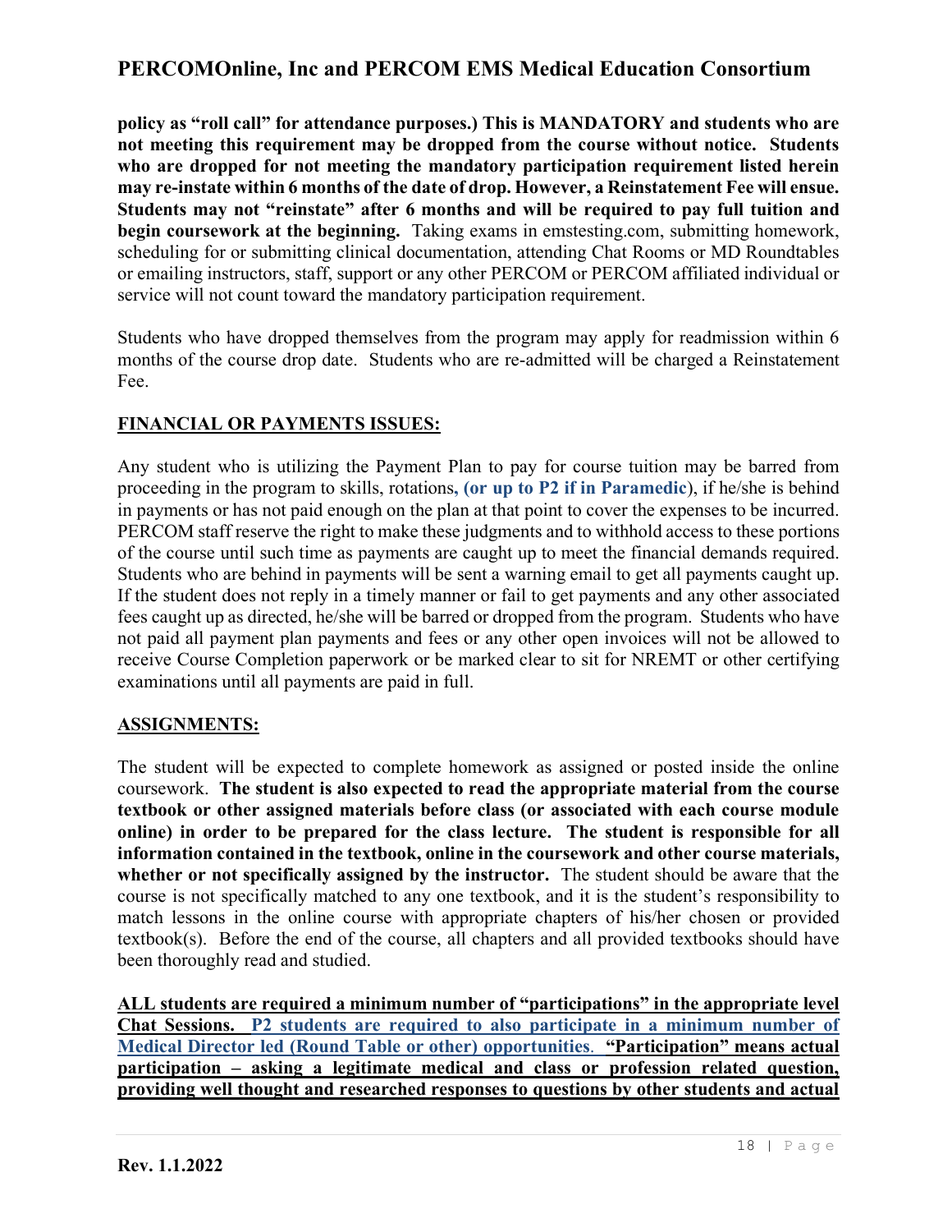**policy as "roll call" for attendance purposes.) This is MANDATORY and students who are not meeting this requirement may be dropped from the course without notice. Students who are dropped for not meeting the mandatory participation requirement listed herein may re-instate within 6 months of the date of drop. However, a Reinstatement Fee will ensue. Students may not "reinstate" after 6 months and will be required to pay full tuition and begin coursework at the beginning.** Taking exams in emstesting.com, submitting homework, scheduling for or submitting clinical documentation, attending Chat Rooms or MD Roundtables or emailing instructors, staff, support or any other PERCOM or PERCOM affiliated individual or service will not count toward the mandatory participation requirement.

Students who have dropped themselves from the program may apply for readmission within 6 months of the course drop date. Students who are re-admitted will be charged a Reinstatement Fee.

**FINANCIAL OR PAYMENTS ISSUES:**

Any student who is utilizing the Payment Plan to pay for course tuition may be barred from proceeding in the program to skills, rotations**, (or up to P2 if in Paramedic**), if he/she is behind in payments or has not paid enough on the plan at that point to cover the expenses to be incurred. PERCOM staff reserve the right to make these judgments and to withhold access to these portions of the course until such time as payments are caught up to meet the financial demands required. Students who are behind in payments will be sent a warning email to get all payments caught up. If the student does not reply in a timely manner or fail to get payments and any other associated fees caught up as directed, he/she will be barred or dropped from the program. Students who have not paid all payment plan payments and fees or any other open invoices will not be allowed to receive Course Completion paperwork or be marked clear to sit for NREMT or other certifying examinations until all payments are paid in full.

**ASSIGNMENTS:**

The student will be expected to complete homework as assigned or posted inside the online coursework. **The student is also expected to read the appropriate material from the course textbook or other assigned materials before class (or associated with each course module online) in order to be prepared for the class lecture. The student is responsible for all information contained in the textbook, online in the coursework and other course materials, whether or not specifically assigned by the instructor.** The student should be aware that the course is not specifically matched to any one textbook, and it is the student's responsibility to match lessons in the online course with appropriate chapters of his/her chosen or provided textbook(s). Before the end of the course, all chapters and all provided textbooks should have been thoroughly read and studied.

**ALL students are required a minimum number of "participations" in the appropriate level Chat Sessions. P2 students are required to also participate in a minimum number of Medical Director led (Round Table or other) opportunities. "Participation" means actual participation – asking a legitimate medical and class or profession related question, providing well thought and researched responses to questions by other students and actual**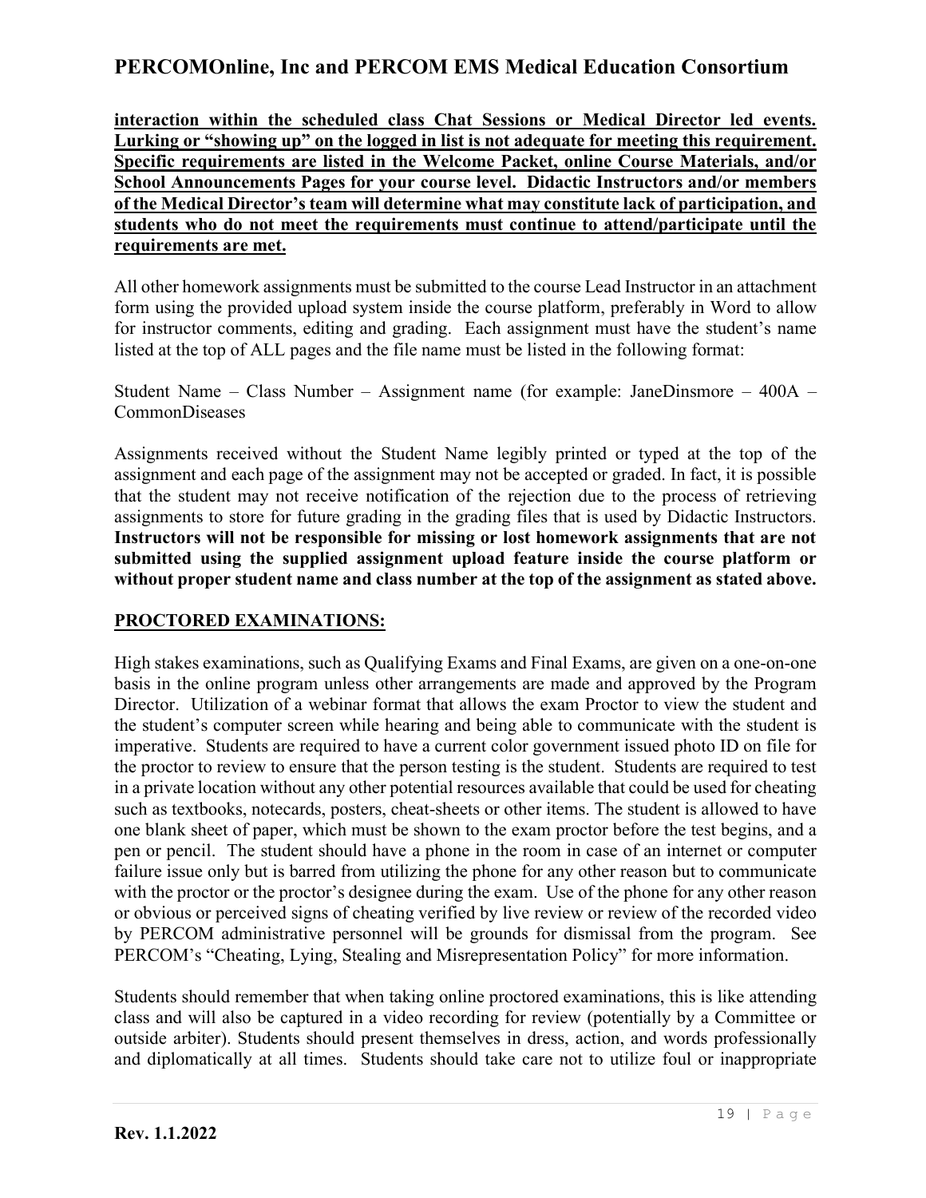**interaction within the scheduled class Chat Sessions or Medical Director led events. Lurking or "showing up" on the logged in list is not adequate for meeting this requirement. Specific requirements are listed in the Welcome Packet, online Course Materials, and/or School Announcements Pages for your course level. Didactic Instructors and/or members of the Medical Director's team will determine what may constitute lack of participation, and students who do not meet the requirements must continue to attend/participate until the requirements are met.**

All other homework assignments must be submitted to the course Lead Instructor in an attachment form using the provided upload system inside the course platform, preferably in Word to allow for instructor comments, editing and grading. Each assignment must have the student's name listed at the top of ALL pages and the file name must be listed in the following format:

Student Name – Class Number – Assignment name (for example: JaneDinsmore – 400A – CommonDiseases

Assignments received without the Student Name legibly printed or typed at the top of the assignment and each page of the assignment may not be accepted or graded. In fact, it is possible that the student may not receive notification of the rejection due to the process of retrieving assignments to store for future grading in the grading files that is used by Didactic Instructors. **Instructors will not be responsible for missing or lost homework assignments that are not submitted using the supplied assignment upload feature inside the course platform or without proper student name and class number at the top of the assignment as stated above.**

## PROCTORED EXAMINATIONS:

High stakes examinations, such as Qualifying Exams and Final Exams, are given on a one-on-one basis in the online program unless other arrangements are made and approved by the Program Director. Utilization of a webinar format that allows the exam Proctor to view the student and the student's computer screen while hearing and being able to communicate with the student is imperative. Students are required to have a current color government issued photo ID on file for the proctor to review to ensure that the person testing is the student. Students are required to test in a private location without any other potential resources available that could be used for cheating such as textbooks, notecards, posters, cheat-sheets or other items. The student is allowed to have one blank sheet of paper, which must be shown to the exam proctor before the test begins, and a pen or pencil. The student should have a phone in the room in case of an internet or computer failure issue only but is barred from utilizing the phone for any other reason but to communicate with the proctor or the proctor's designee during the exam. Use of the phone for any other reason or obvious or perceived signs of cheating verified by live review or review of the recorded video by PERCOM administrative personnel will be grounds for dismissal from the program. See PERCOM's "Cheating, Lying, Stealing and Misrepresentation Policy" for more information.

Students should remember that when taking online proctored examinations, this is like attending class and will also be captured in a video recording for review (potentially by a Committee or outside arbiter). Students should present themselves in dress, action, and words professionally and diplomatically at all times. Students should take care not to utilize foul or inappropriate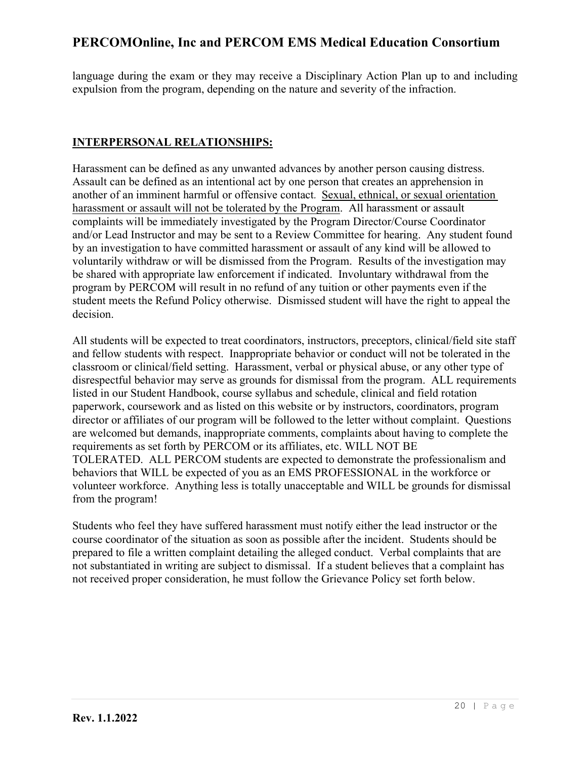language during the exam or they may receive a Disciplinary Action Plan up to and including expulsion from the program, depending on the nature and severity of the infraction.

## **INTERPERSONAL RELATIONSHIPS:**

Harassment can be defined as any unwanted advances by another person causing distress. Assault can be defined as an intentional act by one person that creates an apprehension in another of an imminent harmful or offensive contact. <u>Sexual, ethnical, or sexual orientation harassment or assault will not be tolerated by the Program</u>. All harassment or assault complaints will be immediately investigated by the Program Director/Course Coordinator and/or Lead Instructor and may be sent to a Review Committee for hearing. Any student found by an investigation to have committed harassment or assault of any kind will be allowed to voluntarily withdraw or will be dismissed from the Program. Results of the investigation may be shared with appropriate law enforcement if indicated. Involuntary withdrawal from the program by PERCOM will result in no refund of any tuition or other payments even if the student meets the Refund Policy otherwise. Dismissed student will have the right to appeal the decision.

All students will be expected to treat coordinators, instructors, preceptors, clinical/field site staff and fellow students with respect. Inappropriate behavior or conduct will not be tolerated in the classroom or clinical/field setting. Harassment, verbal or physical abuse, or any other type of disrespectful behavior may serve as grounds for dismissal from the program. ALL requirements listed in our Student Handbook, course syllabus and schedule, clinical and field rotation paperwork, coursework and as listed on this website or by instructors, coordinators, program director or affiliates of our program will be followed to the letter without complaint. Questions are welcomed but demands, inappropriate comments, complaints about having to complete the requirements as set forth by PERCOM or its affiliates, etc. WILL NOT BE TOLERATED. ALL PERCOM students are expected to demonstrate the professionalism and behaviors that WILL be expected of you as an EMS PROFESSIONAL in the workforce or volunteer workforce. Anything less is totally unacceptable and WILL be grounds for dismissal from the program!

Students who feel they have suffered harassment must notify either the lead instructor or the course coordinator of the situation as soon as possible after the incident. Students should be prepared to file a written complaint detailing the alleged conduct. Verbal complaints that are not substantiated in writing are subject to dismissal. If a student believes that a complaint has not received proper consideration, he must follow the Grievance Policy set forth below.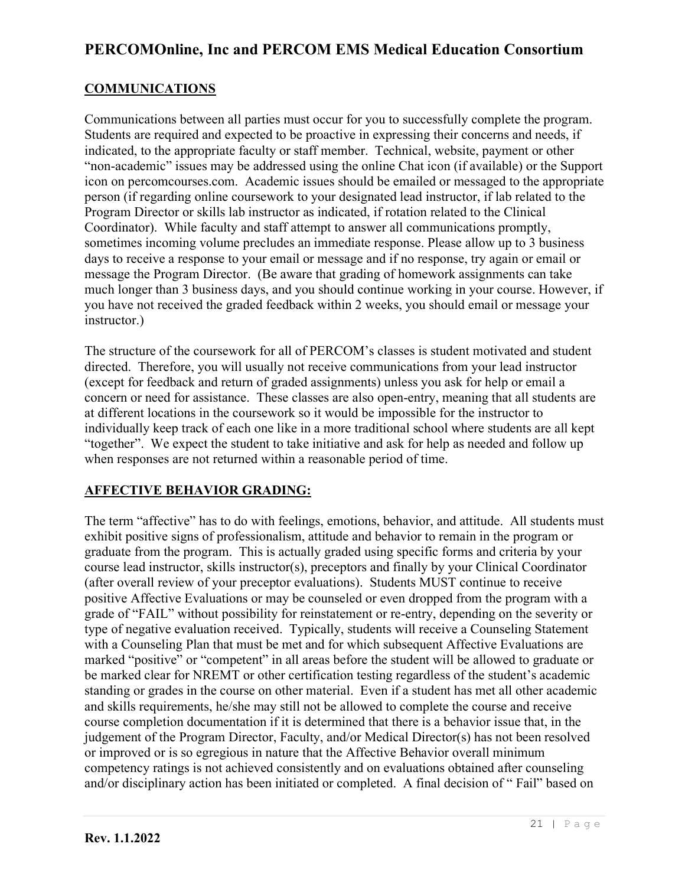## COMMUNICATIONS

Communications between all parties must occur for you to successfully complete the program. Students are required and expected to be proactive in expressing their concerns and needs, if indicated, to the appropriate faculty or staff member. Technical, website, payment or other "non-academic" issues may be addressed using the online Chat icon (if available) or the Support icon on percomcourses.com. Academic issues should be emailed or messaged to the appropriate person (if regarding online coursework to your designated lead instructor, if lab related to the Program Director or skills lab instructor as indicated, if rotation related to the Clinical Coordinator). While faculty and staff attempt to answer all communications promptly, sometimes incoming volume precludes an immediate response. Please allow up to 3 business days to receive a response to your email or message and if no response, try again or email or message the Program Director. (Be aware that grading of homework assignments can take much longer than 3 business days, and you should continue working in your course. However, if you have not received the graded feedback within 2 weeks, you should email or message your instructor.)

The structure of the coursework for all of PERCOM's classes is student motivated and student directed. Therefore, you will usually not receive communications from your lead instructor (except for feedback and return of graded assignments) unless you ask for help or email a concern or need for assistance. These classes are also open-entry, meaning that all students are at different locations in the coursework so it would be impossible for the instructor to individually keep track of each one like in a more traditional school where students are all kept "together". We expect the student to take initiative and ask for help as needed and follow up when responses are not returned within a reasonable period of time.

## AFFECTIVE BEHAVIOR GRADING:

The term "affective" has to do with feelings, emotions, behavior, and attitude. All students must exhibit positive signs of professionalism, attitude and behavior to remain in the program or graduate from the program. This is actually graded using specific forms and criteria by your course lead instructor, skills instructor(s), preceptors and finally by your Clinical Coordinator (after overall review of your preceptor evaluations). Students MUST continue to receive positive Affective Evaluations or may be counseled or even dropped from the program with a grade of "FAIL" without possibility for reinstatement or re-entry, depending on the severity or type of negative evaluation received. Typically, students will receive a Counseling Statement with a Counseling Plan that must be met and for which subsequent Affective Evaluations are marked "positive" or "competent" in all areas before the student will be allowed to graduate or be marked clear for NREMT or other certification testing regardless of the student's academic standing or grades in the course on other material. Even if a student has met all other academic and skills requirements, he/she may still not be allowed to complete the course and receive course completion documentation if it is determined that there is a behavior issue that, in the judgement of the Program Director, Faculty, and/or Medical Director(s) has not been resolved or improved or is so egregious in nature that the Affective Behavior overall minimum competency ratings is not achieved consistently and on evaluations obtained after counseling and/or disciplinary action has been initiated or completed. A final decision of " Fail" based on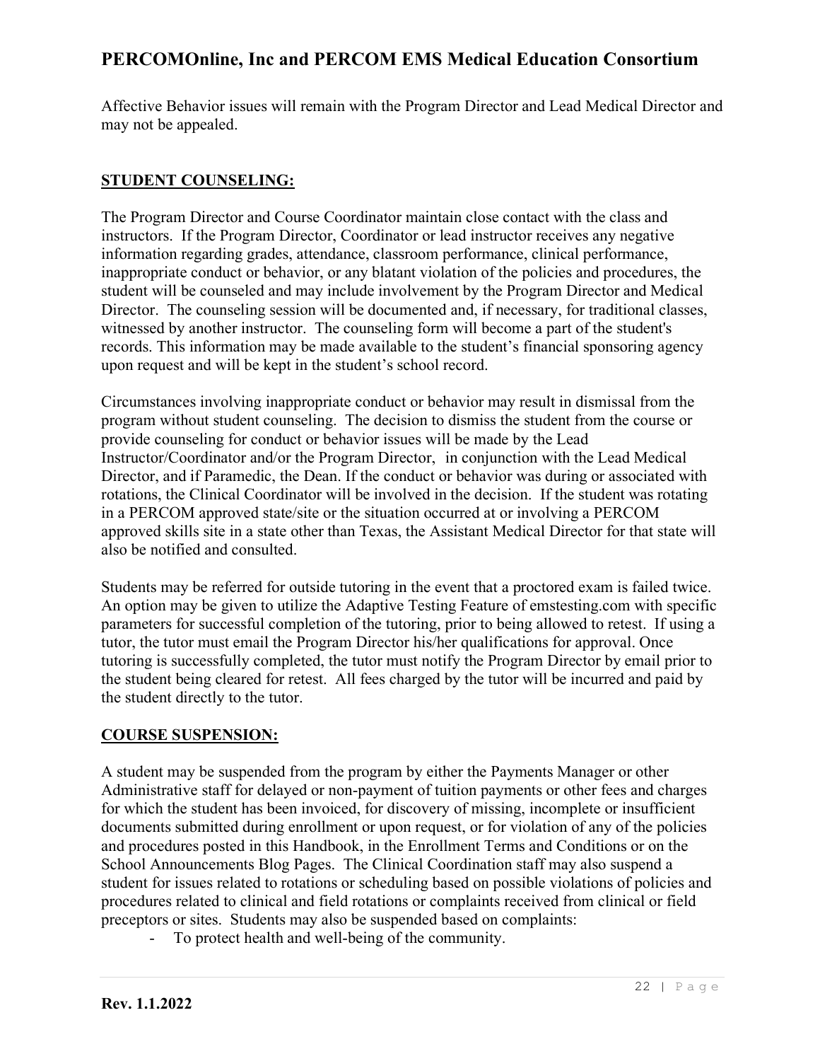Affective Behavior issues will remain with the Program Director and Lead Medical Director and may not be appealed.

## STUDENT COUNSELING:

The Program Director and Course Coordinator maintain close contact with the class and instructors. If the Program Director, Coordinator or lead instructor receives any negative information regarding grades, attendance, classroom performance, clinical performance, inappropriate conduct or behavior, or any blatant violation of the policies and procedures, the student will be counseled and may include involvement by the Program Director and Medical Director. The counseling session will be documented and, if necessary, for traditional classes, witnessed by another instructor. The counseling form will become a part of the student's records. This information may be made available to the student's financial sponsoring agency upon request and will be kept in the student's school record.

Circumstances involving inappropriate conduct or behavior may result in dismissal from the program without student counseling. The decision to dismiss the student from the course or provide counseling for conduct or behavior issues will be made by the Lead Instructor/Coordinator and/or the Program Director, in conjunction with the Lead Medical Director, and if Paramedic, the Dean. If the conduct or behavior was during or associated with rotations, the Clinical Coordinator will be involved in the decision. If the student was rotating in a PERCOM approved state/site or the situation occurred at or involving a PERCOM approved skills site in a state other than Texas, the Assistant Medical Director for that state will also be notified and consulted.

Students may be referred for outside tutoring in the event that a proctored exam is failed twice. An option may be given to utilize the Adaptive Testing Feature of emstesting.com with specific parameters for successful completion of the tutoring, prior to being allowed to retest. If using a tutor, the tutor must email the Program Director his/her qualifications for approval. Once tutoring is successfully completed, the tutor must notify the Program Director by email prior to the student being cleared for retest. All fees charged by the tutor will be incurred and paid by the student directly to the tutor.

## COURSE SUSPENSION:

A student may be suspended from the program by either the Payments Manager or other Administrative staff for delayed or non-payment of tuition payments or other fees and charges for which the student has been invoiced, for discovery of missing, incomplete or insufficient documents submitted during enrollment or upon request, or for violation of any of the policies and procedures posted in this Handbook, in the Enrollment Terms and Conditions or on the School Announcements Blog Pages. The Clinical Coordination staff may also suspend a student for issues related to rotations or scheduling based on possible violations of policies and procedures related to clinical and field rotations or complaints received from clinical or field preceptors or sites. Students may also be suspended based on complaints:

- To protect health and well-being of the community.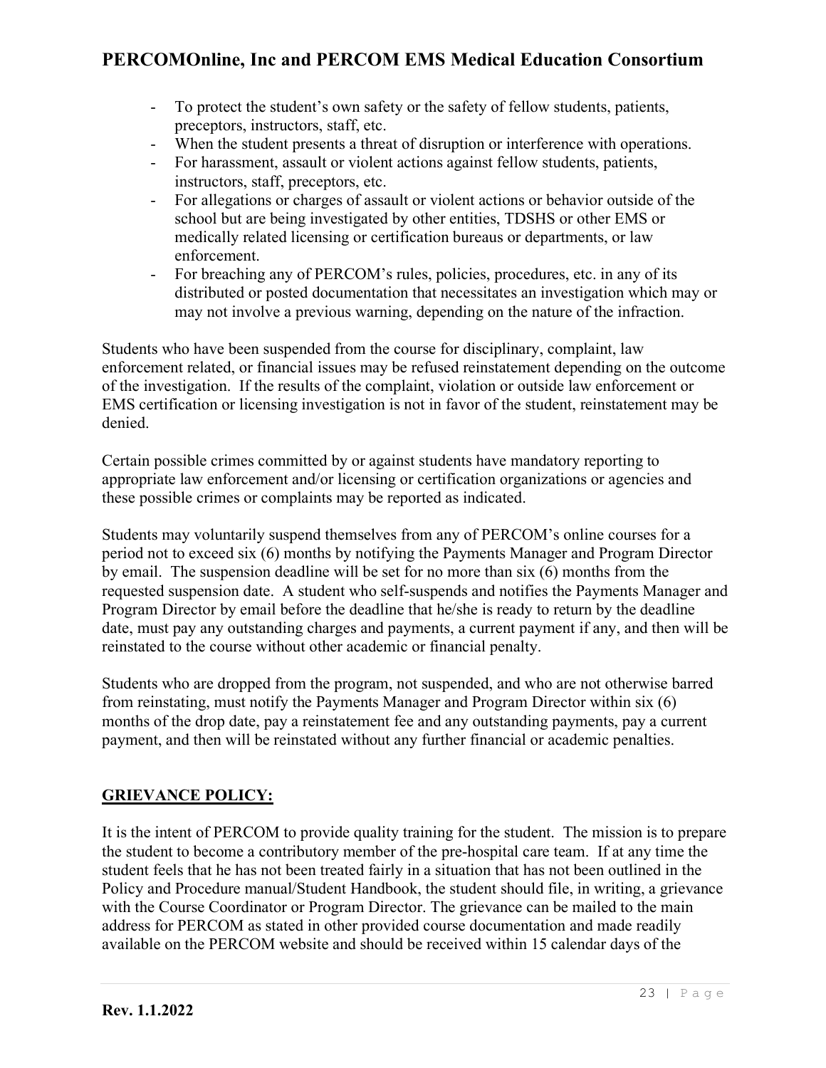- To protect the student's own safety or the safety of fellow students, patients, preceptors, instructors, staff, etc.
- When the student presents a threat of disruption or interference with operations.
- For harassment, assault or violent actions against fellow students, patients, instructors, staff, preceptors, etc.
- For allegations or charges of assault or violent actions or behavior outside of the school but are being investigated by other entities, TDSHS or other EMS or medically related licensing or certification bureaus or departments, or law enforcement.
- For breaching any of PERCOM's rules, policies, procedures, etc. in any of its distributed or posted documentation that necessitates an investigation which may or may not involve a previous warning, depending on the nature of the infraction.

Students who have been suspended from the course for disciplinary, complaint, law enforcement related, or financial issues may be refused reinstatement depending on the outcome of the investigation. If the results of the complaint, violation or outside law enforcement or EMS certification or licensing investigation is not in favor of the student, reinstatement may be denied.

Certain possible crimes committed by or against students have mandatory reporting to appropriate law enforcement and/or licensing or certification organizations or agencies and these possible crimes or complaints may be reported as indicated.

Students may voluntarily suspend themselves from any of PERCOM's online courses for a period not to exceed six (6) months by notifying the Payments Manager and Program Director by email. The suspension deadline will be set for no more than six (6) months from the requested suspension date. A student who self-suspends and notifies the Payments Manager and Program Director by email before the deadline that he/she is ready to return by the deadline date, must pay any outstanding charges and payments, a current payment if any, and then will be reinstated to the course without other academic or financial penalty.

Students who are dropped from the program, not suspended, and who are not otherwise barred from reinstating, must notify the Payments Manager and Program Director within six (6) months of the drop date, pay a reinstatement fee and any outstanding payments, pay a current payment, and then will be reinstated without any further financial or academic penalties.

## GRIEVANCE POLICY:

It is the intent of PERCOM to provide quality training for the student. The mission is to prepare the student to become a contributory member of the pre-hospital care team. If at any time the student feels that he has not been treated fairly in a situation that has not been outlined in the Policy and Procedure manual/Student Handbook, the student should file, in writing, a grievance with the Course Coordinator or Program Director. The grievance can be mailed to the main address for PERCOM as stated in other provided course documentation and made readily available on the PERCOM website and should be received within 15 calendar days of the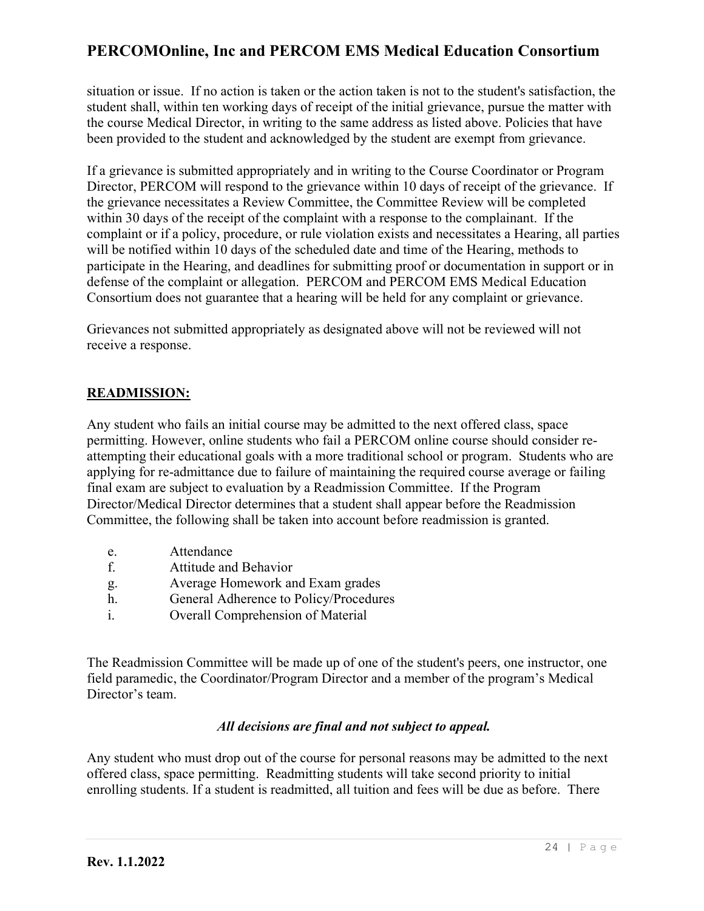situation or issue. If no action is taken or the action taken is not to the student's satisfaction, the student shall, within ten working days of receipt of the initial grievance, pursue the matter with the course Medical Director, in writing to the same address as listed above. Policies that have been provided to the student and acknowledged by the student are exempt from grievance.

If a grievance is submitted appropriately and in writing to the Course Coordinator or Program Director, PERCOM will respond to the grievance within 10 days of receipt of the grievance. If the grievance necessitates a Review Committee, the Committee Review will be completed within 30 days of the receipt of the complaint with a response to the complainant. If the complaint or if a policy, procedure, or rule violation exists and necessitates a Hearing, all parties will be notified within 10 days of the scheduled date and time of the Hearing, methods to participate in the Hearing, and deadlines for submitting proof or documentation in support or in defense of the complaint or allegation. PERCOM and PERCOM EMS Medical Education Consortium does not guarantee that a hearing will be held for any complaint or grievance.

Grievances not submitted appropriately as designated above will not be reviewed will not receive a response.

## READMISSION:

Any student who fails an initial course may be admitted to the next offered class, space permitting. However, online students who fail a PERCOM online course should consider re-attempting their educational goals with a more traditional school or program. Students who are applying for re-admittance due to failure of maintaining the required course average or failing final exam are subject to evaluation by a Readmission Committee. If the Program Director/Medical Director determines that a student shall appear before the Readmission Committee, the following shall be taken into account before readmission is granted.

e. Attendance
f. Attitude and Behavior
g. Average Homework and Exam grades
h. General Adherence to Policy/Procedures
i. Overall Comprehension of Material

The Readmission Committee will be made up of one of the student's peers, one instructor, one field paramedic, the Coordinator/Program Director and a member of the program's Medical Director's team.

***All decisions are final and not subject to appeal.***

Any student who must drop out of the course for personal reasons may be admitted to the next offered class, space permitting. Readmitting students will take second priority to initial enrolling students. If a student is readmitted, all tuition and fees will be due as before. There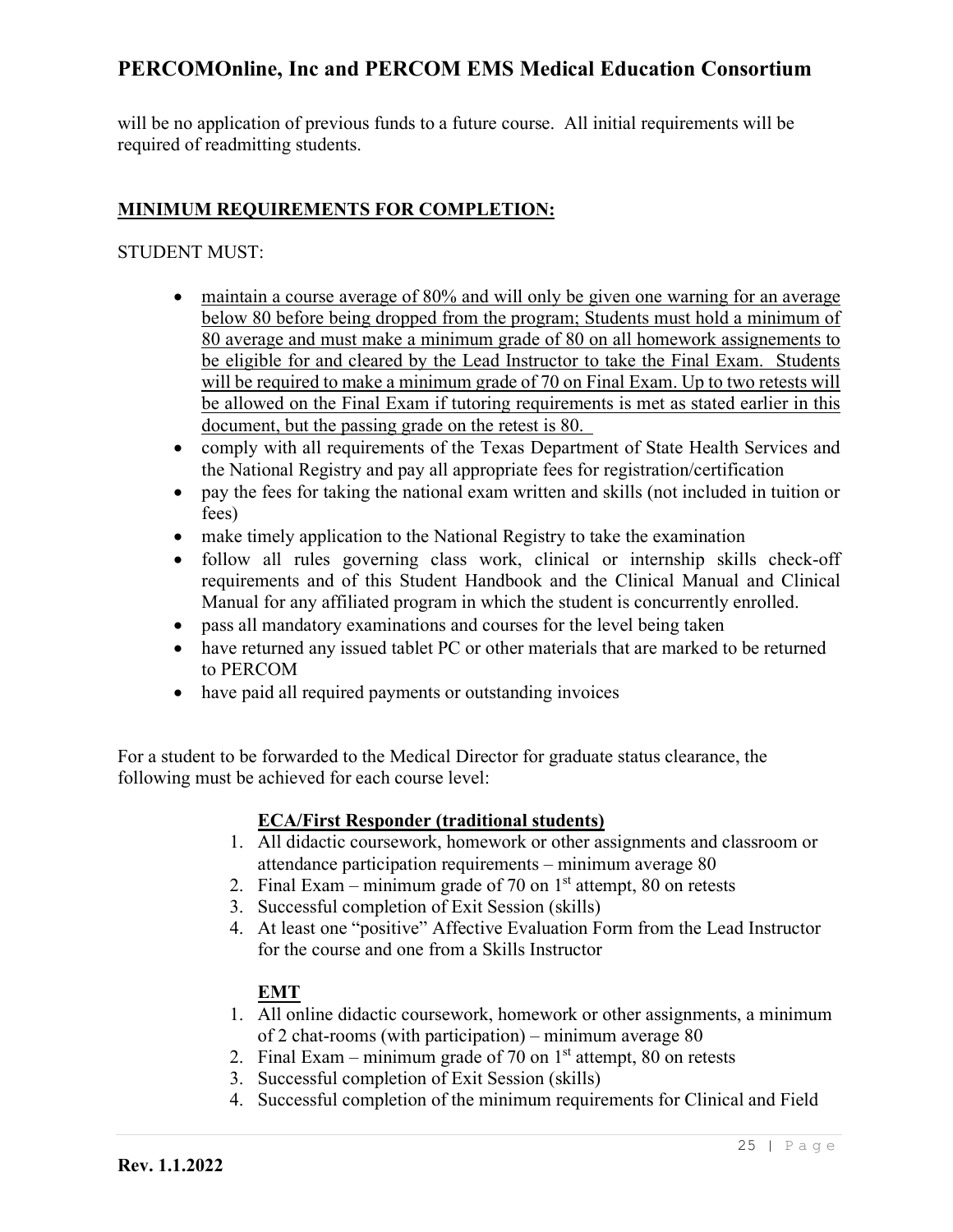will be no application of previous funds to a future course. All initial requirements will be required of readmitting students.

## MINIMUM REQUIREMENTS FOR COMPLETION:

STUDENT MUST:

- maintain a course average of 80% and will only be given one warning for an average below 80 before being dropped from the program; Students must hold a minimum of 80 average and must make a minimum grade of 80 on all homework assignements to be eligible for and cleared by the Lead Instructor to take the Final Exam. Students will be required to make a minimum grade of 70 on Final Exam. Up to two retests will be allowed on the Final Exam if tutoring requirements is met as stated earlier in this document, but the passing grade on the retest is 80.
- comply with all requirements of the Texas Department of State Health Services and the National Registry and pay all appropriate fees for registration/certification
- pay the fees for taking the national exam written and skills (not included in tuition or fees)
- make timely application to the National Registry to take the examination
- follow all rules governing class work, clinical or internship skills check-off requirements and of this Student Handbook and the Clinical Manual and Clinical Manual for any affiliated program in which the student is concurrently enrolled.
- pass all mandatory examinations and courses for the level being taken
- have returned any issued tablet PC or other materials that are marked to be returned to PERCOM
- have paid all required payments or outstanding invoices

For a student to be forwarded to the Medical Director for graduate status clearance, the following must be achieved for each course level:

**ECA/First Responder (traditional students)**

1. All didactic coursework, homework or other assignments and classroom or attendance participation requirements – minimum average 80
2. Final Exam – minimum grade of 70 on 1st attempt, 80 on retests
3. Successful completion of Exit Session (skills)
4. At least one "positive" Affective Evaluation Form from the Lead Instructor for the course and one from a Skills Instructor

**EMT**

1. All online didactic coursework, homework or other assignments, a minimum of 2 chat-rooms (with participation) – minimum average 80
2. Final Exam – minimum grade of 70 on 1st attempt, 80 on retests
3. Successful completion of Exit Session (skills)
4. Successful completion of the minimum requirements for Clinical and Field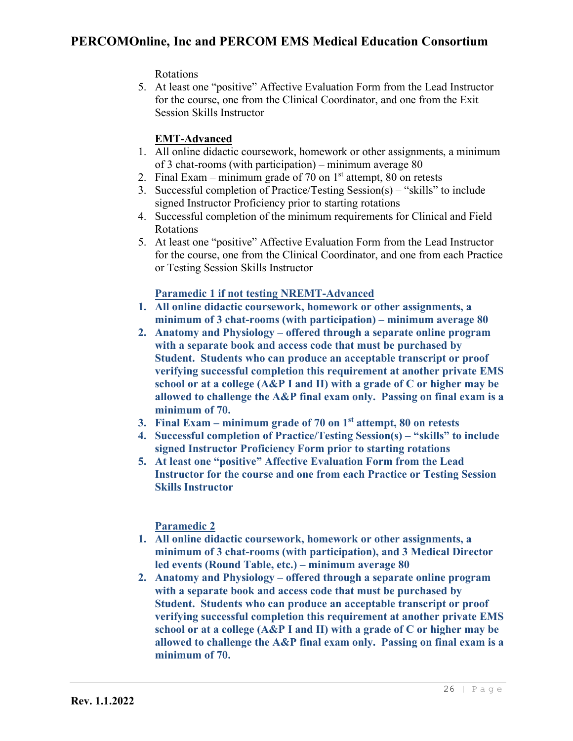Rotations

5. At least one "positive" Affective Evaluation Form from the Lead Instructor for the course, one from the Clinical Coordinator, and one from the Exit Session Skills Instructor

**EMT-Advanced**

1. All online didactic coursework, homework or other assignments, a minimum of 3 chat-rooms (with participation) – minimum average 80
2. Final Exam – minimum grade of 70 on 1st attempt, 80 on retests
3. Successful completion of Practice/Testing Session(s) – "skills" to include signed Instructor Proficiency prior to starting rotations
4. Successful completion of the minimum requirements for Clinical and Field Rotations
5. At least one "positive" Affective Evaluation Form from the Lead Instructor for the course, one from the Clinical Coordinator, and one from each Practice or Testing Session Skills Instructor

**Paramedic 1 if not testing NREMT-Advanced**

1. **All online didactic coursework, homework or other assignments, a minimum of 3 chat-rooms (with participation) – minimum average 80**
2. **Anatomy and Physiology – offered through a separate online program with a separate book and access code that must be purchased by Student. Students who can produce an acceptable transcript or proof verifying successful completion this requirement at another private EMS school or at a college (A&P I and II) with a grade of C or higher may be allowed to challenge the A&P final exam only. Passing on final exam is a minimum of 70.**
3. **Final Exam – minimum grade of 70 on 1st attempt, 80 on retests**
4. **Successful completion of Practice/Testing Session(s) – "skills" to include signed Instructor Proficiency Form prior to starting rotations**
5. **At least one "positive" Affective Evaluation Form from the Lead Instructor for the course and one from each Practice or Testing Session Skills Instructor**

**Paramedic 2**

1. **All online didactic coursework, homework or other assignments, a minimum of 3 chat-rooms (with participation), and 3 Medical Director led events (Round Table, etc.) – minimum average 80**
2. **Anatomy and Physiology – offered through a separate online program with a separate book and access code that must be purchased by Student. Students who can produce an acceptable transcript or proof verifying successful completion this requirement at another private EMS school or at a college (A&P I and II) with a grade of C or higher may be allowed to challenge the A&P final exam only. Passing on final exam is a minimum of 70.**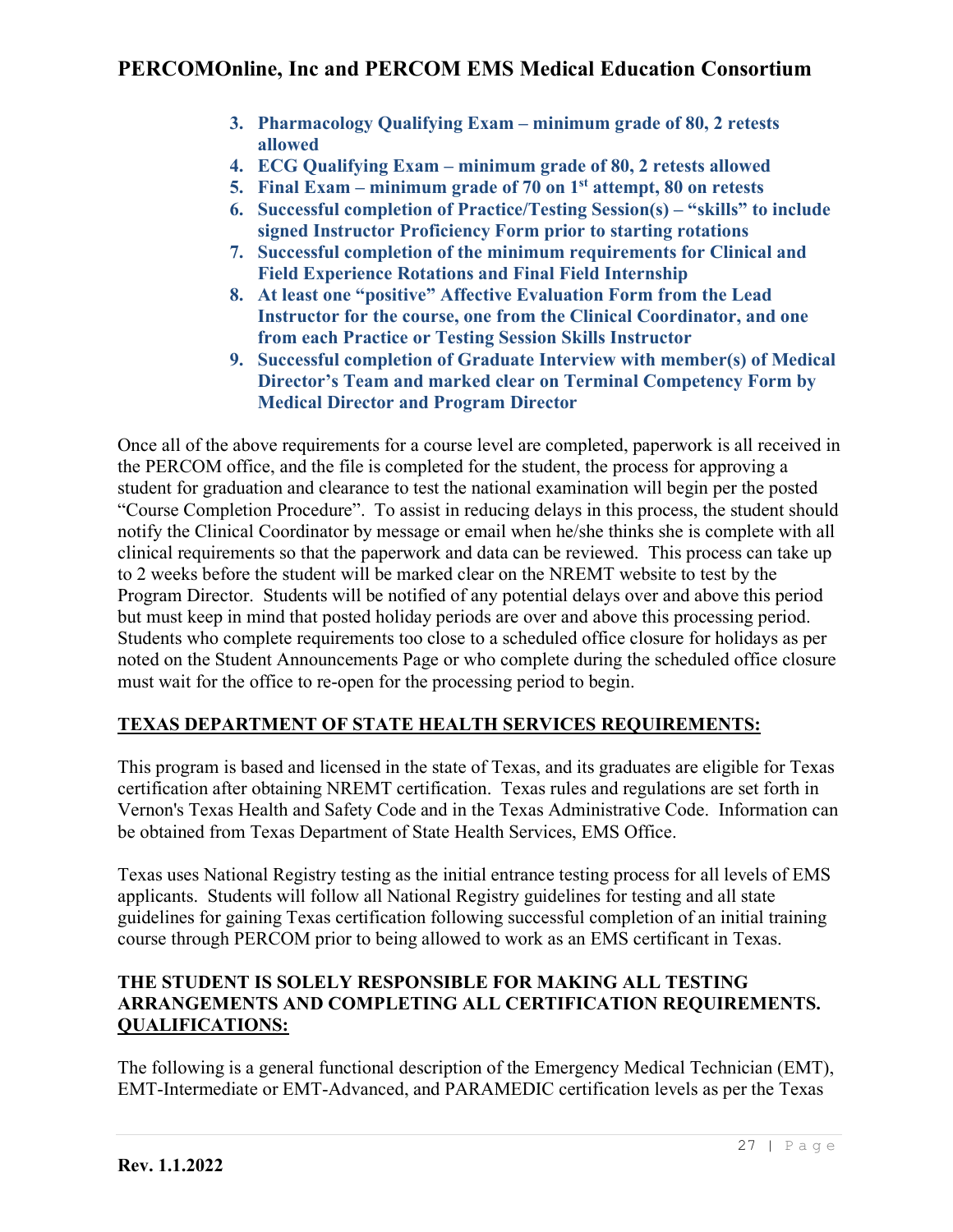3. **Pharmacology Qualifying Exam – minimum grade of 80, 2 retests allowed**
4. **ECG Qualifying Exam – minimum grade of 80, 2 retests allowed**
5. **Final Exam – minimum grade of 70 on 1st attempt, 80 on retests**
6. **Successful completion of Practice/Testing Session(s) – "skills" to include signed Instructor Proficiency Form prior to starting rotations**
7. **Successful completion of the minimum requirements for Clinical and Field Experience Rotations and Final Field Internship**
8. **At least one "positive" Affective Evaluation Form from the Lead Instructor for the course, one from the Clinical Coordinator, and one from each Practice or Testing Session Skills Instructor**
9. **Successful completion of Graduate Interview with member(s) of Medical Director's Team and marked clear on Terminal Competency Form by Medical Director and Program Director**

Once all of the above requirements for a course level are completed, paperwork is all received in the PERCOM office, and the file is completed for the student, the process for approving a student for graduation and clearance to test the national examination will begin per the posted "Course Completion Procedure". To assist in reducing delays in this process, the student should notify the Clinical Coordinator by message or email when he/she thinks she is complete with all clinical requirements so that the paperwork and data can be reviewed. This process can take up to 2 weeks before the student will be marked clear on the NREMT website to test by the Program Director. Students will be notified of any potential delays over and above this period but must keep in mind that posted holiday periods are over and above this processing period. Students who complete requirements too close to a scheduled office closure for holidays as per noted on the Student Announcements Page or who complete during the scheduled office closure must wait for the office to re-open for the processing period to begin.

## TEXAS DEPARTMENT OF STATE HEALTH SERVICES REQUIREMENTS:

This program is based and licensed in the state of Texas, and its graduates are eligible for Texas certification after obtaining NREMT certification. Texas rules and regulations are set forth in Vernon's Texas Health and Safety Code and in the Texas Administrative Code. Information can be obtained from Texas Department of State Health Services, EMS Office.

Texas uses National Registry testing as the initial entrance testing process for all levels of EMS applicants. Students will follow all National Registry guidelines for testing and all state guidelines for gaining Texas certification following successful completion of an initial training course through PERCOM prior to being allowed to work as an EMS certificant in Texas.

**THE STUDENT IS SOLELY RESPONSIBLE FOR MAKING ALL TESTING ARRANGEMENTS AND COMPLETING ALL CERTIFICATION REQUIREMENTS.**

## QUALIFICATIONS:

The following is a general functional description of the Emergency Medical Technician (EMT), EMT-Intermediate or EMT-Advanced, and PARAMEDIC certification levels as per the Texas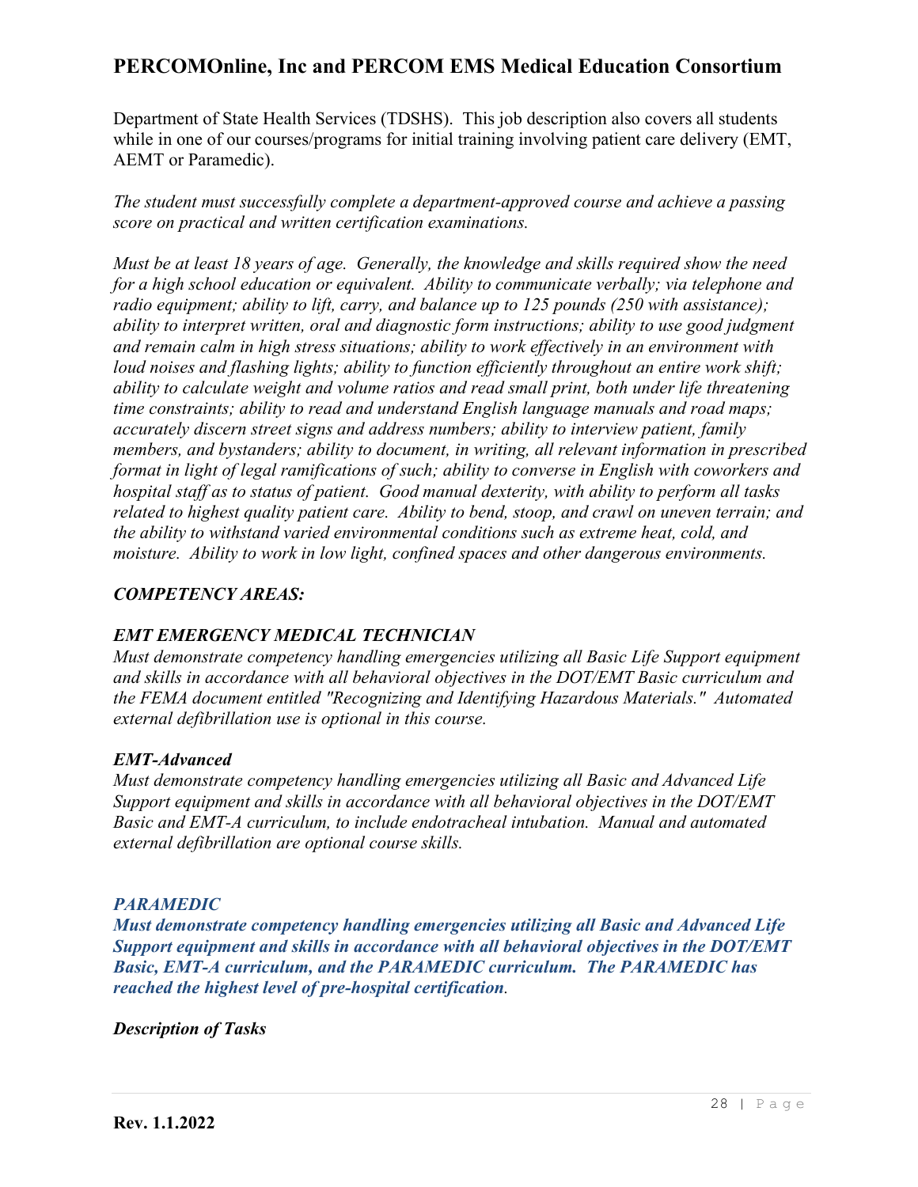Department of State Health Services (TDSHS). This job description also covers all students while in one of our courses/programs for initial training involving patient care delivery (EMT, AEMT or Paramedic).

*The student must successfully complete a department-approved course and achieve a passing score on practical and written certification examinations.*

*Must be at least 18 years of age. Generally, the knowledge and skills required show the need for a high school education or equivalent. Ability to communicate verbally; via telephone and radio equipment; ability to lift, carry, and balance up to 125 pounds (250 with assistance); ability to interpret written, oral and diagnostic form instructions; ability to use good judgment and remain calm in high stress situations; ability to work effectively in an environment with loud noises and flashing lights; ability to function efficiently throughout an entire work shift; ability to calculate weight and volume ratios and read small print, both under life threatening time constraints; ability to read and understand English language manuals and road maps; accurately discern street signs and address numbers; ability to interview patient, family members, and bystanders; ability to document, in writing, all relevant information in prescribed format in light of legal ramifications of such; ability to converse in English with coworkers and hospital staff as to status of patient. Good manual dexterity, with ability to perform all tasks related to highest quality patient care. Ability to bend, stoop, and crawl on uneven terrain; and the ability to withstand varied environmental conditions such as extreme heat, cold, and moisture. Ability to work in low light, confined spaces and other dangerous environments.*

***COMPETENCY AREAS:***

***EMT EMERGENCY MEDICAL TECHNICIAN***

*Must demonstrate competency handling emergencies utilizing all Basic Life Support equipment and skills in accordance with all behavioral objectives in the DOT/EMT Basic curriculum and the FEMA document entitled "Recognizing and Identifying Hazardous Materials." Automated external defibrillation use is optional in this course.*

***EMT-Advanced***

*Must demonstrate competency handling emergencies utilizing all Basic and Advanced Life Support equipment and skills in accordance with all behavioral objectives in the DOT/EMT Basic and EMT-A curriculum, to include endotracheal intubation. Manual and automated external defibrillation are optional course skills.*

***PARAMEDIC***

***Must demonstrate competency handling emergencies utilizing all Basic and Advanced Life Support equipment and skills in accordance with all behavioral objectives in the DOT/EMT Basic, EMT-A curriculum, and the PARAMEDIC curriculum. The PARAMEDIC has reached the highest level of pre-hospital certification.***

***Description of Tasks***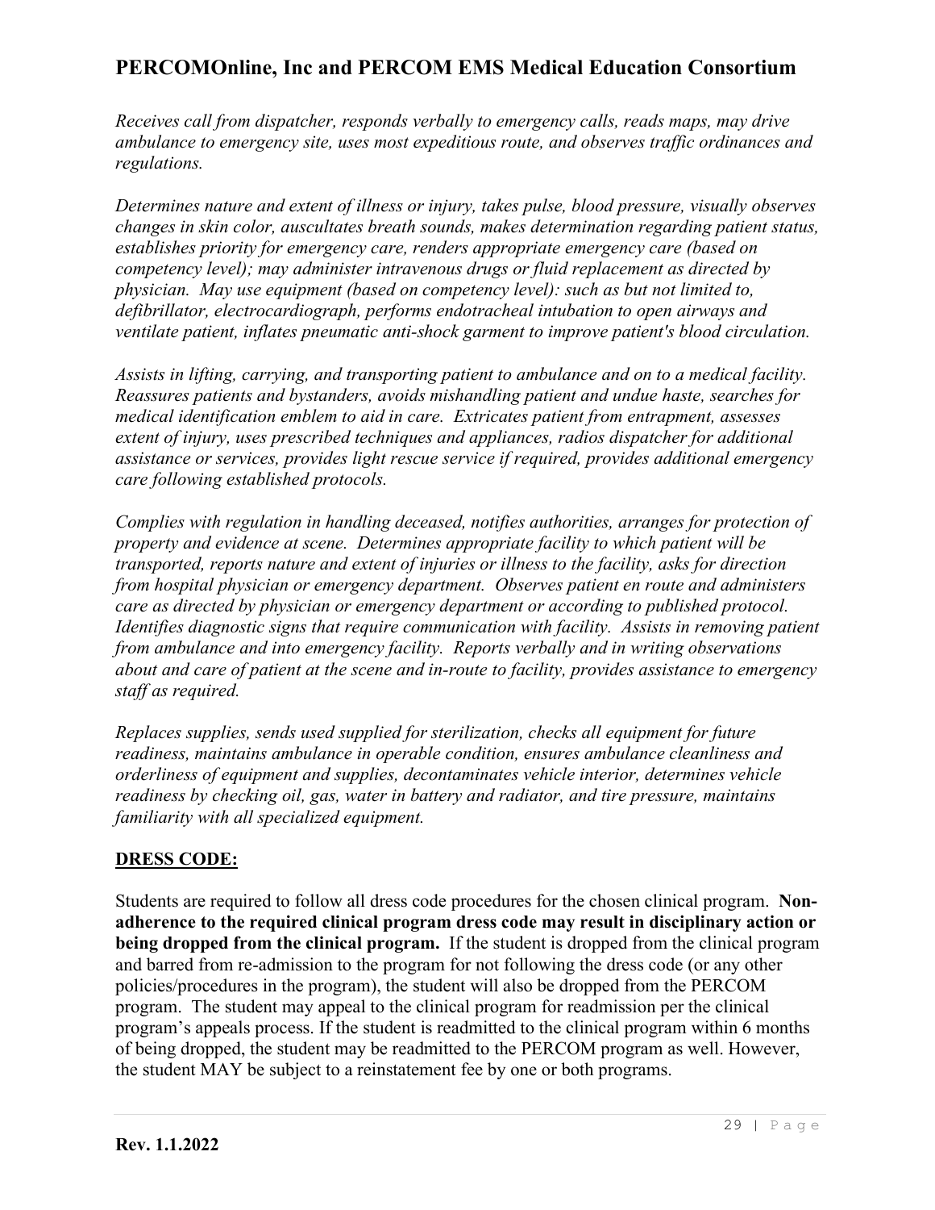*Receives call from dispatcher, responds verbally to emergency calls, reads maps, may drive ambulance to emergency site, uses most expeditious route, and observes traffic ordinances and regulations.*

*Determines nature and extent of illness or injury, takes pulse, blood pressure, visually observes changes in skin color, auscultates breath sounds, makes determination regarding patient status, establishes priority for emergency care, renders appropriate emergency care (based on competency level); may administer intravenous drugs or fluid replacement as directed by physician. May use equipment (based on competency level): such as but not limited to, defibrillator, electrocardiograph, performs endotracheal intubation to open airways and ventilate patient, inflates pneumatic anti-shock garment to improve patient's blood circulation.*

*Assists in lifting, carrying, and transporting patient to ambulance and on to a medical facility. Reassures patients and bystanders, avoids mishandling patient and undue haste, searches for medical identification emblem to aid in care. Extricates patient from entrapment, assesses extent of injury, uses prescribed techniques and appliances, radios dispatcher for additional assistance or services, provides light rescue service if required, provides additional emergency care following established protocols.*

*Complies with regulation in handling deceased, notifies authorities, arranges for protection of property and evidence at scene. Determines appropriate facility to which patient will be transported, reports nature and extent of injuries or illness to the facility, asks for direction from hospital physician or emergency department. Observes patient en route and administers care as directed by physician or emergency department or according to published protocol. Identifies diagnostic signs that require communication with facility. Assists in removing patient from ambulance and into emergency facility. Reports verbally and in writing observations about and care of patient at the scene and in-route to facility, provides assistance to emergency staff as required.*

*Replaces supplies, sends used supplied for sterilization, checks all equipment for future readiness, maintains ambulance in operable condition, ensures ambulance cleanliness and orderliness of equipment and supplies, decontaminates vehicle interior, determines vehicle readiness by checking oil, gas, water in battery and radiator, and tire pressure, maintains familiarity with all specialized equipment.*

## DRESS CODE:

Students are required to follow all dress code procedures for the chosen clinical program. **Non-adherence to the required clinical program dress code may result in disciplinary action or being dropped from the clinical program.** If the student is dropped from the clinical program and barred from re-admission to the program for not following the dress code (or any other policies/procedures in the program), the student will also be dropped from the PERCOM program. The student may appeal to the clinical program for readmission per the clinical program's appeals process. If the student is readmitted to the clinical program within 6 months of being dropped, the student may be readmitted to the PERCOM program as well. However, the student MAY be subject to a reinstatement fee by one or both programs.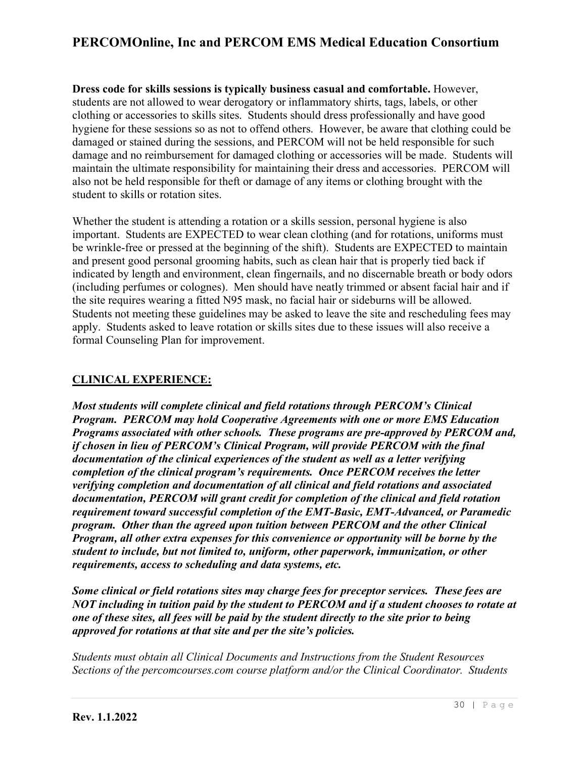**Dress code for skills sessions is typically business casual and comfortable.** However, students are not allowed to wear derogatory or inflammatory shirts, tags, labels, or other clothing or accessories to skills sites. Students should dress professionally and have good hygiene for these sessions so as not to offend others. However, be aware that clothing could be damaged or stained during the sessions, and PERCOM will not be held responsible for such damage and no reimbursement for damaged clothing or accessories will be made. Students will maintain the ultimate responsibility for maintaining their dress and accessories. PERCOM will also not be held responsible for theft or damage of any items or clothing brought with the student to skills or rotation sites.

Whether the student is attending a rotation or a skills session, personal hygiene is also important. Students are EXPECTED to wear clean clothing (and for rotations, uniforms must be wrinkle-free or pressed at the beginning of the shift). Students are EXPECTED to maintain and present good personal grooming habits, such as clean hair that is properly tied back if indicated by length and environment, clean fingernails, and no discernable breath or body odors (including perfumes or colognes). Men should have neatly trimmed or absent facial hair and if the site requires wearing a fitted N95 mask, no facial hair or sideburns will be allowed. Students not meeting these guidelines may be asked to leave the site and rescheduling fees may apply. Students asked to leave rotation or skills sites due to these issues will also receive a formal Counseling Plan for improvement.

## CLINICAL EXPERIENCE:

***Most students will complete clinical and field rotations through PERCOM's Clinical Program. PERCOM may hold Cooperative Agreements with one or more EMS Education Programs associated with other schools. These programs are pre-approved by PERCOM and, if chosen in lieu of PERCOM's Clinical Program, will provide PERCOM with the final documentation of the clinical experiences of the student as well as a letter verifying completion of the clinical program's requirements. Once PERCOM receives the letter verifying completion and documentation of all clinical and field rotations and associated documentation, PERCOM will grant credit for completion of the clinical and field rotation requirement toward successful completion of the EMT-Basic, EMT-Advanced, or Paramedic program. Other than the agreed upon tuition between PERCOM and the other Clinical Program, all other extra expenses for this convenience or opportunity will be borne by the student to include, but not limited to, uniform, other paperwork, immunization, or other requirements, access to scheduling and data systems, etc.***

***Some clinical or field rotations sites may charge fees for preceptor services. These fees are NOT including in tuition paid by the student to PERCOM and if a student chooses to rotate at one of these sites, all fees will be paid by the student directly to the site prior to being approved for rotations at that site and per the site's policies.***

*Students must obtain all Clinical Documents and Instructions from the Student Resources Sections of the percomcourses.com course platform and/or the Clinical Coordinator. Students*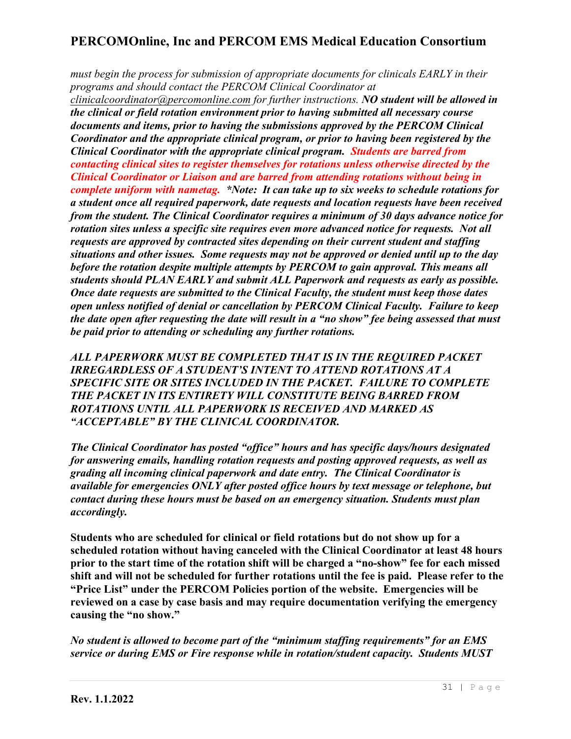*must begin the process for submission of appropriate documents for clinicals EARLY in their programs and should contact the PERCOM Clinical Coordinator at clinicalcoordinator@percomonline.com for further instructions.* ***NO student will be allowed in the clinical or field rotation environment prior to having submitted all necessary course documents and items, prior to having the submissions approved by the PERCOM Clinical Coordinator and the appropriate clinical program, or prior to having been registered by the Clinical Coordinator with the appropriate clinical program. Students are barred from contacting clinical sites to register themselves for rotations unless otherwise directed by the Clinical Coordinator or Liaison and are barred from attending rotations without being in complete uniform with nametag. *Note: It can take up to six weeks to schedule rotations for a student once all required paperwork, date requests and location requests have been received from the student. The Clinical Coordinator requires a minimum of 30 days advance notice for rotation sites unless a specific site requires even more advanced notice for requests. Not all requests are approved by contracted sites depending on their current student and staffing situations and other issues. Some requests may not be approved or denied until up to the day before the rotation despite multiple attempts by PERCOM to gain approval. This means all students should PLAN EARLY and submit ALL Paperwork and requests as early as possible. Once date requests are submitted to the Clinical Faculty, the student must keep those dates open unless notified of denial or cancellation by PERCOM Clinical Faculty. Failure to keep the date open after requesting the date will result in a "no show" fee being assessed that must be paid prior to attending or scheduling any further rotations.***

***ALL PAPERWORK MUST BE COMPLETED THAT IS IN THE REQUIRED PACKET IRREGARDLESS OF A STUDENT'S INTENT TO ATTEND ROTATIONS AT A SPECIFIC SITE OR SITES INCLUDED IN THE PACKET. FAILURE TO COMPLETE THE PACKET IN ITS ENTIRETY WILL CONSTITUTE BEING BARRED FROM ROTATIONS UNTIL ALL PAPERWORK IS RECEIVED AND MARKED AS "ACCEPTABLE" BY THE CLINICAL COORDINATOR.***

***The Clinical Coordinator has posted "office" hours and has specific days/hours designated for answering emails, handling rotation requests and posting approved requests, as well as grading all incoming clinical paperwork and date entry. The Clinical Coordinator is available for emergencies ONLY after posted office hours by text message or telephone, but contact during these hours must be based on an emergency situation. Students must plan accordingly.***

**Students who are scheduled for clinical or field rotations but do not show up for a scheduled rotation without having canceled with the Clinical Coordinator at least 48 hours prior to the start time of the rotation shift will be charged a "no-show" fee for each missed shift and will not be scheduled for further rotations until the fee is paid. Please refer to the "Price List" under the PERCOM Policies portion of the website. Emergencies will be reviewed on a case by case basis and may require documentation verifying the emergency causing the "no show."**

***No student is allowed to become part of the "minimum staffing requirements" for an EMS service or during EMS or Fire response while in rotation/student capacity. Students MUST***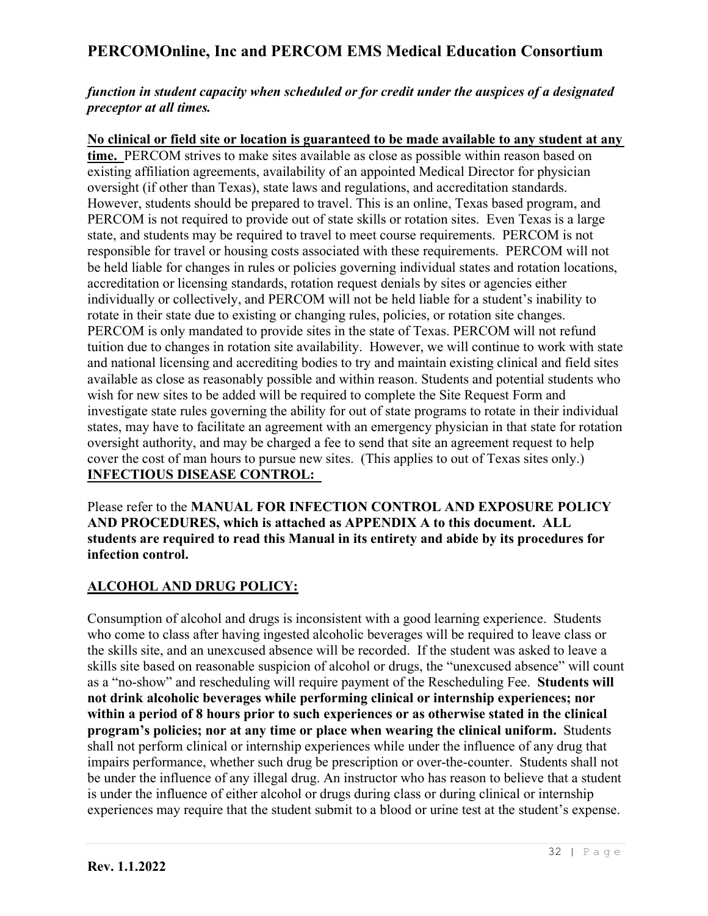***function in student capacity when scheduled or for credit under the auspices of a designated preceptor at all times.***

**No clinical or field site or location is guaranteed to be made available to any student at any time.** PERCOM strives to make sites available as close as possible within reason based on existing affiliation agreements, availability of an appointed Medical Director for physician oversight (if other than Texas), state laws and regulations, and accreditation standards. However, students should be prepared to travel. This is an online, Texas based program, and PERCOM is not required to provide out of state skills or rotation sites. Even Texas is a large state, and students may be required to travel to meet course requirements. PERCOM is not responsible for travel or housing costs associated with these requirements. PERCOM will not be held liable for changes in rules or policies governing individual states and rotation locations, accreditation or licensing standards, rotation request denials by sites or agencies either individually or collectively, and PERCOM will not be held liable for a student's inability to rotate in their state due to existing or changing rules, policies, or rotation site changes. PERCOM is only mandated to provide sites in the state of Texas. PERCOM will not refund tuition due to changes in rotation site availability. However, we will continue to work with state and national licensing and accrediting bodies to try and maintain existing clinical and field sites available as close as reasonably possible and within reason. Students and potential students who wish for new sites to be added will be required to complete the Site Request Form and investigate state rules governing the ability for out of state programs to rotate in their individual states, may have to facilitate an agreement with an emergency physician in that state for rotation oversight authority, and may be charged a fee to send that site an agreement request to help cover the cost of man hours to pursue new sites. (This applies to out of Texas sites only.)

**INFECTIOUS DISEASE CONTROL:**

Please refer to the **MANUAL FOR INFECTION CONTROL AND EXPOSURE POLICY AND PROCEDURES, which is attached as APPENDIX A to this document. ALL students are required to read this Manual in its entirety and abide by its procedures for infection control.**

**ALCOHOL AND DRUG POLICY:**

Consumption of alcohol and drugs is inconsistent with a good learning experience. Students who come to class after having ingested alcoholic beverages will be required to leave class or the skills site, and an unexcused absence will be recorded. If the student was asked to leave a skills site based on reasonable suspicion of alcohol or drugs, the "unexcused absence" will count as a "no-show" and rescheduling will require payment of the Rescheduling Fee. **Students will not drink alcoholic beverages while performing clinical or internship experiences; nor within a period of 8 hours prior to such experiences or as otherwise stated in the clinical program's policies; nor at any time or place when wearing the clinical uniform.** Students shall not perform clinical or internship experiences while under the influence of any drug that impairs performance, whether such drug be prescription or over-the-counter. Students shall not be under the influence of any illegal drug. An instructor who has reason to believe that a student is under the influence of either alcohol or drugs during class or during clinical or internship experiences may require that the student submit to a blood or urine test at the student's expense.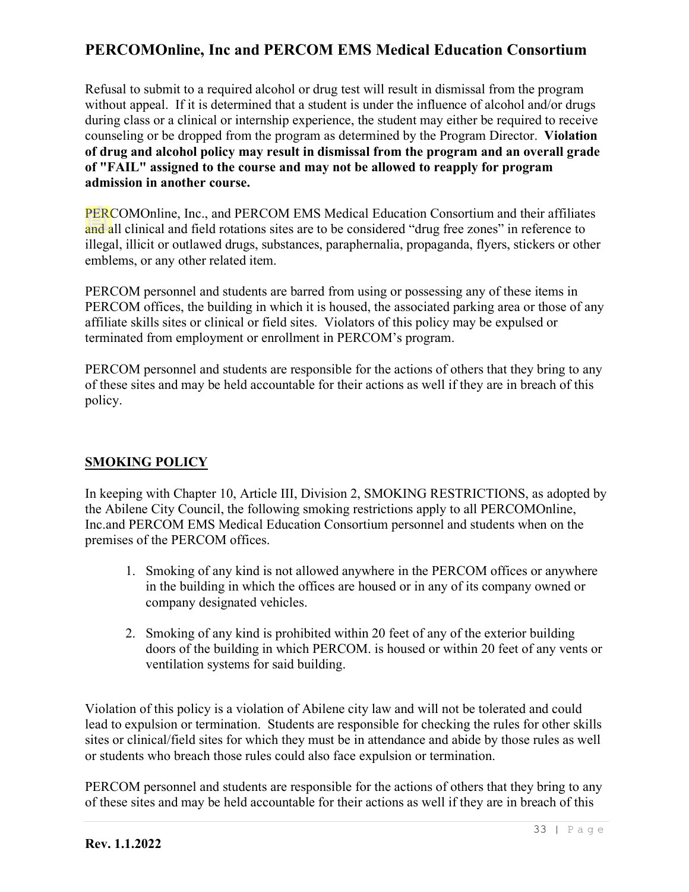Refusal to submit to a required alcohol or drug test will result in dismissal from the program without appeal. If it is determined that a student is under the influence of alcohol and/or drugs during class or a clinical or internship experience, the student may either be required to receive counseling or be dropped from the program as determined by the Program Director. **Violation of drug and alcohol policy may result in dismissal from the program and an overall grade of "FAIL" assigned to the course and may not be allowed to reapply for program admission in another course.**

PERCOMOnline, Inc., and PERCOM EMS Medical Education Consortium and their affiliates and all clinical and field rotations sites are to be considered "drug free zones" in reference to illegal, illicit or outlawed drugs, substances, paraphernalia, propaganda, flyers, stickers or other emblems, or any other related item.

PERCOM personnel and students are barred from using or possessing any of these items in PERCOM offices, the building in which it is housed, the associated parking area or those of any affiliate skills sites or clinical or field sites. Violators of this policy may be expulsed or terminated from employment or enrollment in PERCOM's program.

PERCOM personnel and students are responsible for the actions of others that they bring to any of these sites and may be held accountable for their actions as well if they are in breach of this policy.

## SMOKING POLICY

In keeping with Chapter 10, Article III, Division 2, SMOKING RESTRICTIONS, as adopted by the Abilene City Council, the following smoking restrictions apply to all PERCOMOnline, Inc.and PERCOM EMS Medical Education Consortium personnel and students when on the premises of the PERCOM offices.

1. Smoking of any kind is not allowed anywhere in the PERCOM offices or anywhere in the building in which the offices are housed or in any of its company owned or company designated vehicles.
2. Smoking of any kind is prohibited within 20 feet of any of the exterior building doors of the building in which PERCOM. is housed or within 20 feet of any vents or ventilation systems for said building.

Violation of this policy is a violation of Abilene city law and will not be tolerated and could lead to expulsion or termination. Students are responsible for checking the rules for other skills sites or clinical/field sites for which they must be in attendance and abide by those rules as well or students who breach those rules could also face expulsion or termination.

PERCOM personnel and students are responsible for the actions of others that they bring to any of these sites and may be held accountable for their actions as well if they are in breach of this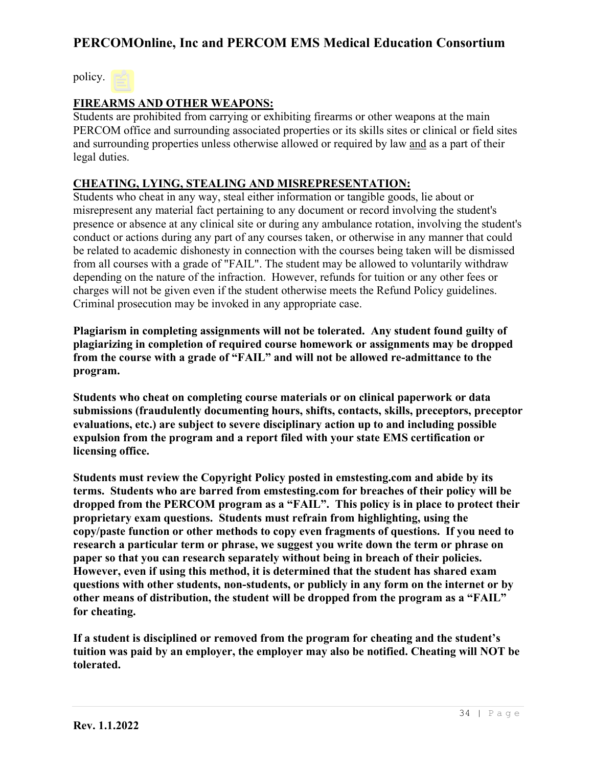policy.

## FIREARMS AND OTHER WEAPONS:

Students are prohibited from carrying or exhibiting firearms or other weapons at the main PERCOM office and surrounding associated properties or its skills sites or clinical or field sites and surrounding properties unless otherwise allowed or required by law and as a part of their legal duties.

## CHEATING, LYING, STEALING AND MISREPRESENTATION:

Students who cheat in any way, steal either information or tangible goods, lie about or misrepresent any material fact pertaining to any document or record involving the student's presence or absence at any clinical site or during any ambulance rotation, involving the student's conduct or actions during any part of any courses taken, or otherwise in any manner that could be related to academic dishonesty in connection with the courses being taken will be dismissed from all courses with a grade of "FAIL". The student may be allowed to voluntarily withdraw depending on the nature of the infraction. However, refunds for tuition or any other fees or charges will not be given even if the student otherwise meets the Refund Policy guidelines. Criminal prosecution may be invoked in any appropriate case.

**Plagiarism in completing assignments will not be tolerated. Any student found guilty of plagiarizing in completion of required course homework or assignments may be dropped from the course with a grade of "FAIL" and will not be allowed re-admittance to the program.**

**Students who cheat on completing course materials or on clinical paperwork or data submissions (fraudulently documenting hours, shifts, contacts, skills, preceptors, preceptor evaluations, etc.) are subject to severe disciplinary action up to and including possible expulsion from the program and a report filed with your state EMS certification or licensing office.**

**Students must review the Copyright Policy posted in emstesting.com and abide by its terms. Students who are barred from emstesting.com for breaches of their policy will be dropped from the PERCOM program as a "FAIL". This policy is in place to protect their proprietary exam questions. Students must refrain from highlighting, using the copy/paste function or other methods to copy even fragments of questions. If you need to research a particular term or phrase, we suggest you write down the term or phrase on paper so that you can research separately without being in breach of their policies. However, even if using this method, it is determined that the student has shared exam questions with other students, non-students, or publicly in any form on the internet or by other means of distribution, the student will be dropped from the program as a "FAIL" for cheating.**

**If a student is disciplined or removed from the program for cheating and the student's tuition was paid by an employer, the employer may also be notified. Cheating will NOT be tolerated.**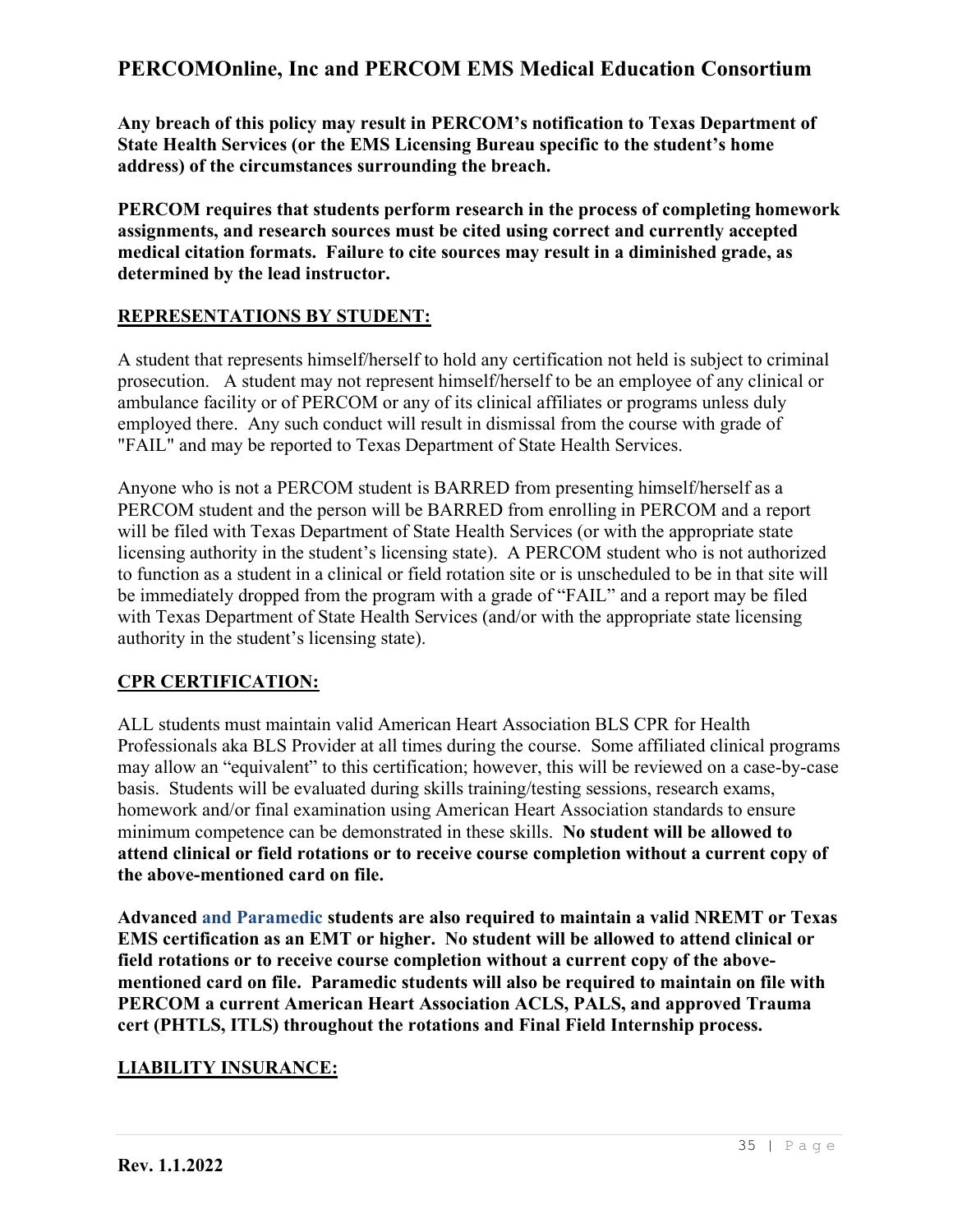**Any breach of this policy may result in PERCOM's notification to Texas Department of State Health Services (or the EMS Licensing Bureau specific to the student's home address) of the circumstances surrounding the breach.**

**PERCOM requires that students perform research in the process of completing homework assignments, and research sources must be cited using correct and currently accepted medical citation formats. Failure to cite sources may result in a diminished grade, as determined by the lead instructor.**

## REPRESENTATIONS BY STUDENT:

A student that represents himself/herself to hold any certification not held is subject to criminal prosecution. A student may not represent himself/herself to be an employee of any clinical or ambulance facility or of PERCOM or any of its clinical affiliates or programs unless duly employed there. Any such conduct will result in dismissal from the course with grade of "FAIL" and may be reported to Texas Department of State Health Services.

Anyone who is not a PERCOM student is BARRED from presenting himself/herself as a PERCOM student and the person will be BARRED from enrolling in PERCOM and a report will be filed with Texas Department of State Health Services (or with the appropriate state licensing authority in the student's licensing state). A PERCOM student who is not authorized to function as a student in a clinical or field rotation site or is unscheduled to be in that site will be immediately dropped from the program with a grade of "FAIL" and a report may be filed with Texas Department of State Health Services (and/or with the appropriate state licensing authority in the student's licensing state).

## CPR CERTIFICATION:

ALL students must maintain valid American Heart Association BLS CPR for Health Professionals aka BLS Provider at all times during the course. Some affiliated clinical programs may allow an "equivalent" to this certification; however, this will be reviewed on a case-by-case basis. Students will be evaluated during skills training/testing sessions, research exams, homework and/or final examination using American Heart Association standards to ensure minimum competence can be demonstrated in these skills. **No student will be allowed to attend clinical or field rotations or to receive course completion without a current copy of the above-mentioned card on file.**

**Advanced and Paramedic students are also required to maintain a valid NREMT or Texas EMS certification as an EMT or higher. No student will be allowed to attend clinical or field rotations or to receive course completion without a current copy of the above-mentioned card on file. Paramedic students will also be required to maintain on file with PERCOM a current American Heart Association ACLS, PALS, and approved Trauma cert (PHTLS, ITLS) throughout the rotations and Final Field Internship process.**

## LIABILITY INSURANCE: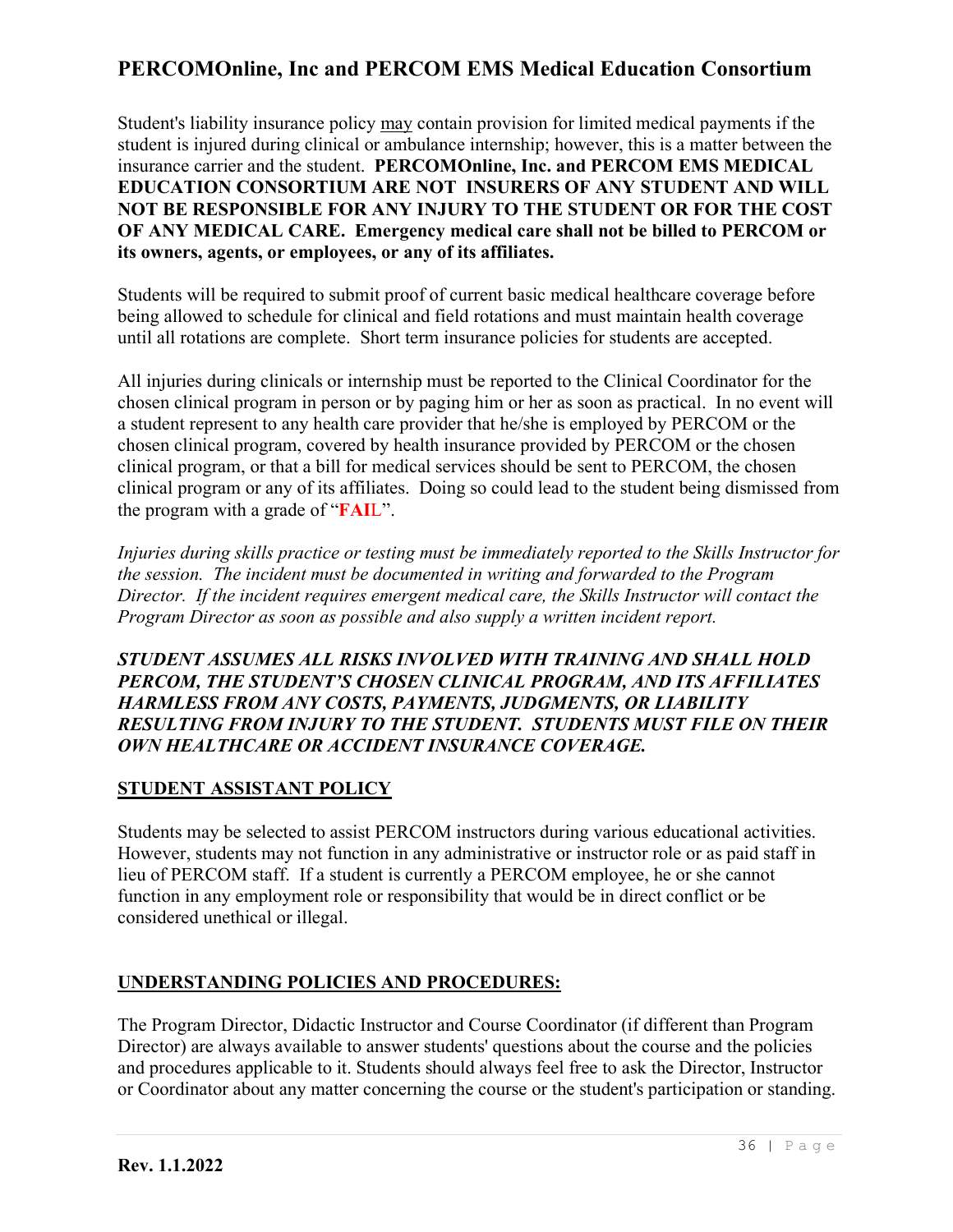Student's liability insurance policy <u>may</u> contain provision for limited medical payments if the student is injured during clinical or ambulance internship; however, this is a matter between the insurance carrier and the student. **PERCOMOnline, Inc. and PERCOM EMS MEDICAL EDUCATION CONSORTIUM ARE NOT INSURERS OF ANY STUDENT AND WILL NOT BE RESPONSIBLE FOR ANY INJURY TO THE STUDENT OR FOR THE COST OF ANY MEDICAL CARE. Emergency medical care shall not be billed to PERCOM or its owners, agents, or employees, or any of its affiliates.**

Students will be required to submit proof of current basic medical healthcare coverage before being allowed to schedule for clinical and field rotations and must maintain health coverage until all rotations are complete. Short term insurance policies for students are accepted.

All injuries during clinicals or internship must be reported to the Clinical Coordinator for the chosen clinical program in person or by paging him or her as soon as practical. In no event will a student represent to any health care provider that he/she is employed by PERCOM or the chosen clinical program, covered by health insurance provided by PERCOM or the chosen clinical program, or that a bill for medical services should be sent to PERCOM, the chosen clinical program or any of its affiliates. Doing so could lead to the student being dismissed from the program with a grade of "**FAI**L".

*Injuries during skills practice or testing must be immediately reported to the Skills Instructor for the session. The incident must be documented in writing and forwarded to the Program Director. If the incident requires emergent medical care, the Skills Instructor will contact the Program Director as soon as possible and also supply a written incident report.*

***STUDENT ASSUMES ALL RISKS INVOLVED WITH TRAINING AND SHALL HOLD PERCOM, THE STUDENT'S CHOSEN CLINICAL PROGRAM, AND ITS AFFILIATES HARMLESS FROM ANY COSTS, PAYMENTS, JUDGMENTS, OR LIABILITY RESULTING FROM INJURY TO THE STUDENT. STUDENTS MUST FILE ON THEIR OWN HEALTHCARE OR ACCIDENT INSURANCE COVERAGE.***

## STUDENT ASSISTANT POLICY

Students may be selected to assist PERCOM instructors during various educational activities. However, students may not function in any administrative or instructor role or as paid staff in lieu of PERCOM staff. If a student is currently a PERCOM employee, he or she cannot function in any employment role or responsibility that would be in direct conflict or be considered unethical or illegal.

## UNDERSTANDING POLICIES AND PROCEDURES:

The Program Director, Didactic Instructor and Course Coordinator (if different than Program Director) are always available to answer students' questions about the course and the policies and procedures applicable to it. Students should always feel free to ask the Director, Instructor or Coordinator about any matter concerning the course or the student's participation or standing.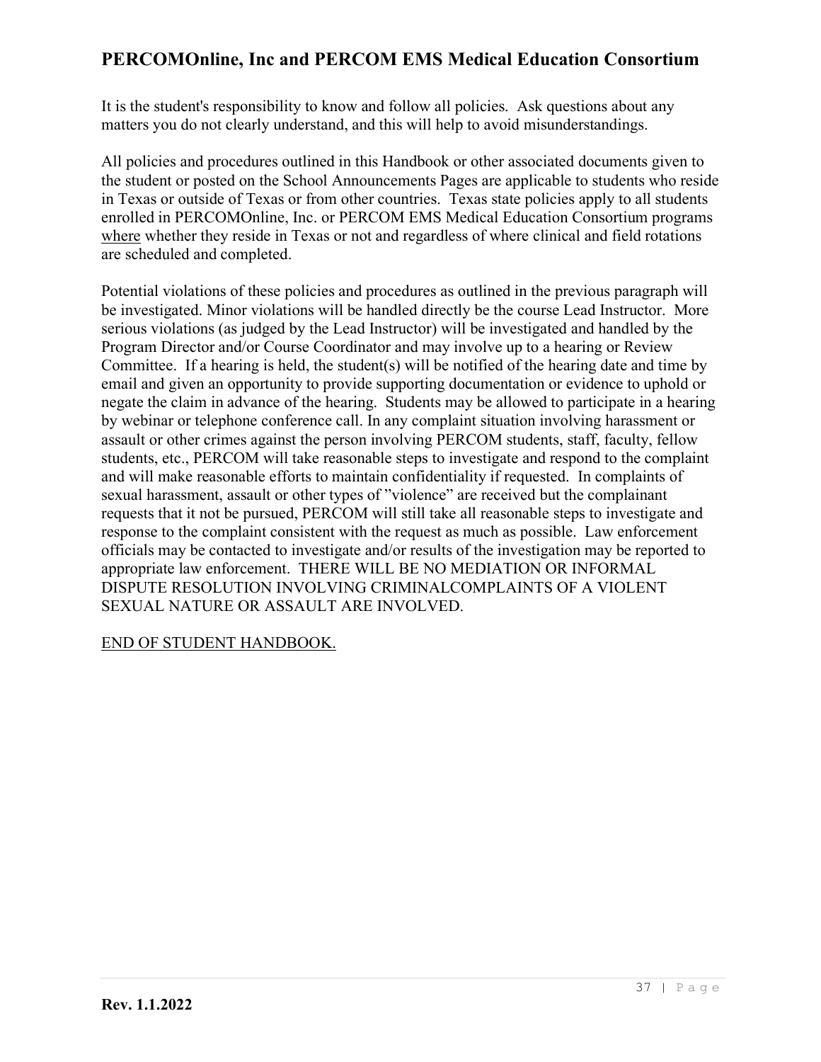It is the student's responsibility to know and follow all policies. Ask questions about any matters you do not clearly understand, and this will help to avoid misunderstandings.

All policies and procedures outlined in this Handbook or other associated documents given to the student or posted on the School Announcements Pages are applicable to students who reside in Texas or outside of Texas or from other countries. Texas state policies apply to all students enrolled in PERCOMOnline, Inc. or PERCOM EMS Medical Education Consortium programs where whether they reside in Texas or not and regardless of where clinical and field rotations are scheduled and completed.

Potential violations of these policies and procedures as outlined in the previous paragraph will be investigated. Minor violations will be handled directly be the course Lead Instructor. More serious violations (as judged by the Lead Instructor) will be investigated and handled by the Program Director and/or Course Coordinator and may involve up to a hearing or Review Committee. If a hearing is held, the student(s) will be notified of the hearing date and time by email and given an opportunity to provide supporting documentation or evidence to uphold or negate the claim in advance of the hearing. Students may be allowed to participate in a hearing by webinar or telephone conference call. In any complaint situation involving harassment or assault or other crimes against the person involving PERCOM students, staff, faculty, fellow students, etc., PERCOM will take reasonable steps to investigate and respond to the complaint and will make reasonable efforts to maintain confidentiality if requested. In complaints of sexual harassment, assault or other types of "violence" are received but the complainant requests that it not be pursued, PERCOM will still take all reasonable steps to investigate and response to the complaint consistent with the request as much as possible. Law enforcement officials may be contacted to investigate and/or results of the investigation may be reported to appropriate law enforcement. THERE WILL BE NO MEDIATION OR INFORMAL DISPUTE RESOLUTION INVOLVING CRIMINALCOMPLAINTS OF A VIOLENT SEXUAL NATURE OR ASSAULT ARE INVOLVED.

END OF STUDENT HANDBOOK.